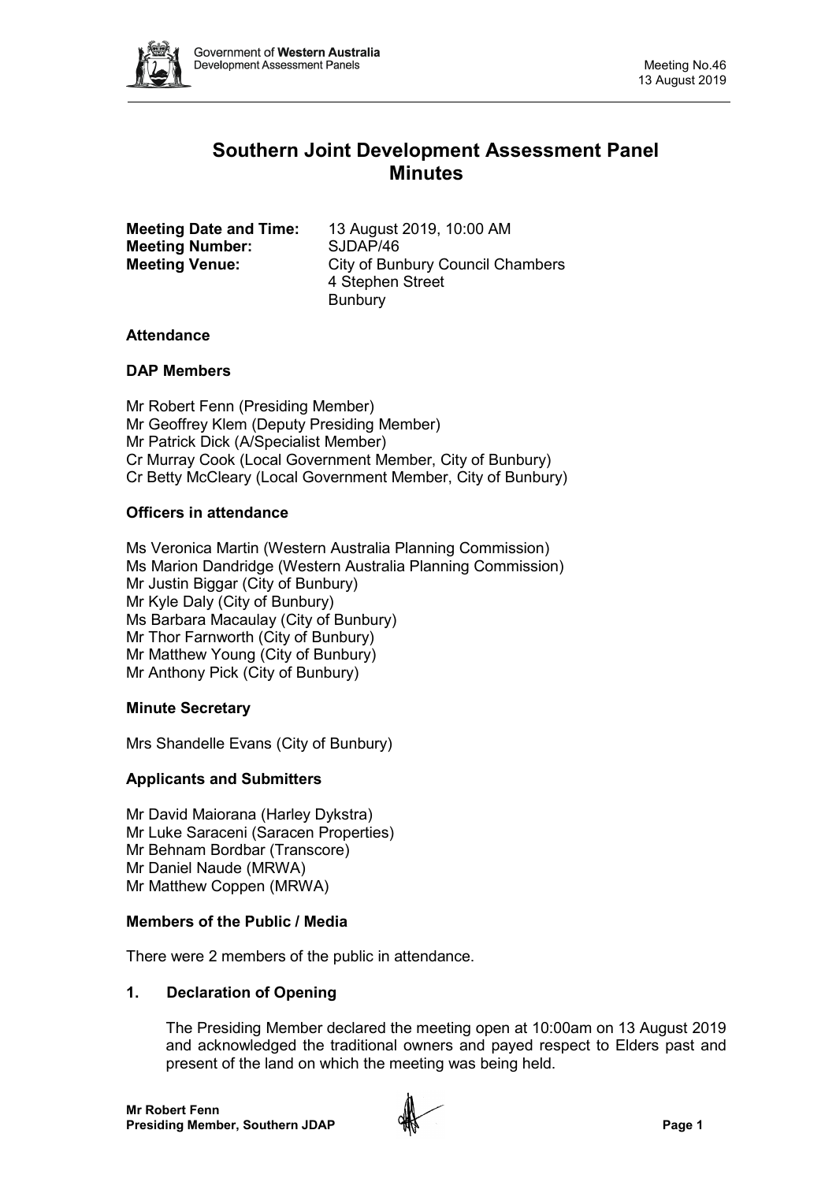# Southern Joint Development Assessment Panel Minutes

**Meeting Date and Time:** 13 August 2019, 10:00 AM
**Meeting Number:** SJDAP/46
**Meeting Venue:** City of Bunbury Council Chambers
4 Stephen Street
Bunbury

## Attendance

### DAP Members

Mr Robert Fenn (Presiding Member)
Mr Geoffrey Klem (Deputy Presiding Member)
Mr Patrick Dick (A/Specialist Member)
Cr Murray Cook (Local Government Member, City of Bunbury)
Cr Betty McCleary (Local Government Member, City of Bunbury)

### Officers in attendance

Ms Veronica Martin (Western Australia Planning Commission)
Ms Marion Dandridge (Western Australia Planning Commission)
Mr Justin Biggar (City of Bunbury)
Mr Kyle Daly (City of Bunbury)
Ms Barbara Macaulay (City of Bunbury)
Mr Thor Farnworth (City of Bunbury)
Mr Matthew Young (City of Bunbury)
Mr Anthony Pick (City of Bunbury)

### Minute Secretary

Mrs Shandelle Evans (City of Bunbury)

### Applicants and Submitters

Mr David Maiorana (Harley Dykstra)
Mr Luke Saraceni (Saracen Properties)
Mr Behnam Bordbar (Transcore)
Mr Daniel Naude (MRWA)
Mr Matthew Coppen (MRWA)

### Members of the Public / Media

There were 2 members of the public in attendance.

## 1. Declaration of Opening

The Presiding Member declared the meeting open at 10:00am on 13 August 2019 and acknowledged the traditional owners and payed respect to Elders past and present of the land on which the meeting was being held.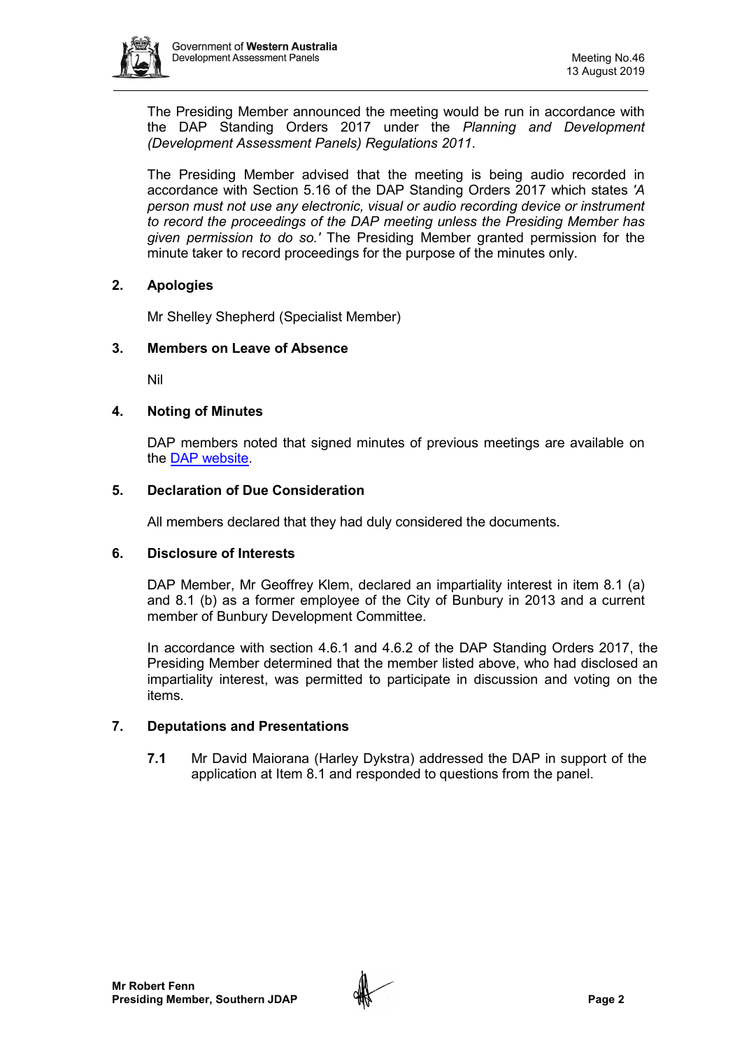The Presiding Member announced the meeting would be run in accordance with the DAP Standing Orders 2017 under the *Planning and Development (Development Assessment Panels) Regulations 2011*.

The Presiding Member advised that the meeting is being audio recorded in accordance with Section 5.16 of the DAP Standing Orders 2017 which states *'A person must not use any electronic, visual or audio recording device or instrument to record the proceedings of the DAP meeting unless the Presiding Member has given permission to do so.'* The Presiding Member granted permission for the minute taker to record proceedings for the purpose of the minutes only.

## 2. Apologies

Mr Shelley Shepherd (Specialist Member)

## 3. Members on Leave of Absence

Nil

## 4. Noting of Minutes

DAP members noted that signed minutes of previous meetings are available on the DAP website.

## 5. Declaration of Due Consideration

All members declared that they had duly considered the documents.

## 6. Disclosure of Interests

DAP Member, Mr Geoffrey Klem, declared an impartiality interest in item 8.1 (a) and 8.1 (b) as a former employee of the City of Bunbury in 2013 and a current member of Bunbury Development Committee.

In accordance with section 4.6.1 and 4.6.2 of the DAP Standing Orders 2017, the Presiding Member determined that the member listed above, who had disclosed an impartiality interest, was permitted to participate in discussion and voting on the items.

## 7. Deputations and Presentations

**7.1** Mr David Maiorana (Harley Dykstra) addressed the DAP in support of the application at Item 8.1 and responded to questions from the panel.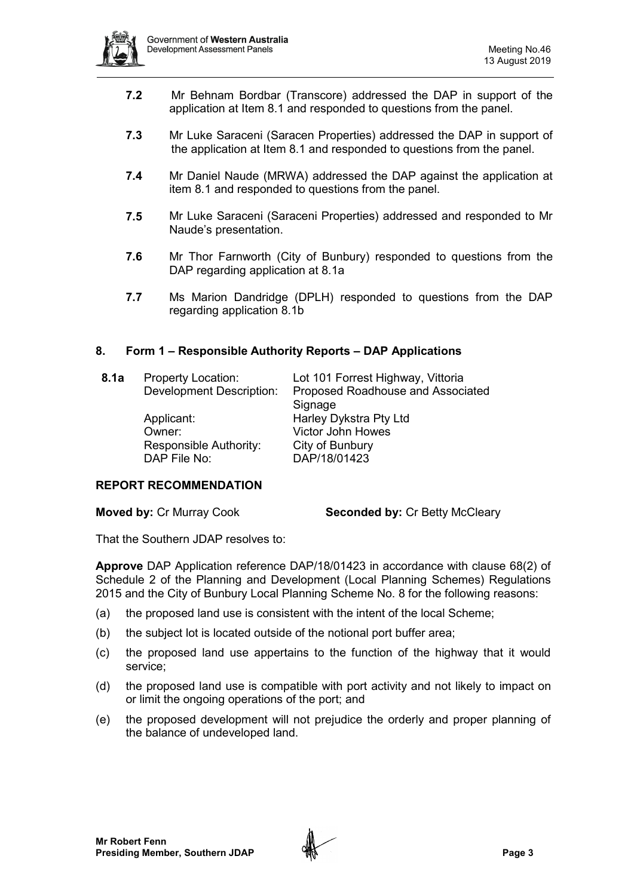**7.2** Mr Behnam Bordbar (Transcore) addressed the DAP in support of the application at Item 8.1 and responded to questions from the panel.

**7.3** Mr Luke Saraceni (Saracen Properties) addressed the DAP in support of the application at Item 8.1 and responded to questions from the panel.

**7.4** Mr Daniel Naude (MRWA) addressed the DAP against the application at item 8.1 and responded to questions from the panel.

**7.5** Mr Luke Saraceni (Saraceni Properties) addressed and responded to Mr Naude's presentation.

**7.6** Mr Thor Farnworth (City of Bunbury) responded to questions from the DAP regarding application at 8.1a

**7.7** Ms Marion Dandridge (DPLH) responded to questions from the DAP regarding application 8.1b

## 8. Form 1 – Responsible Authority Reports – DAP Applications

**8.1a**

| | |
|---|---|
| Property Location: | Lot 101 Forrest Highway, Vittoria |
| Development Description: | Proposed Roadhouse and Associated Signage |
| Applicant: | Harley Dykstra Pty Ltd |
| Owner: | Victor John Howes |
| Responsible Authority: | City of Bunbury |
| DAP File No: | DAP/18/01423 |

### REPORT RECOMMENDATION

**Moved by:** Cr Murray Cook **Seconded by:** Cr Betty McCleary

That the Southern JDAP resolves to:

**Approve** DAP Application reference DAP/18/01423 in accordance with clause 68(2) of Schedule 2 of the Planning and Development (Local Planning Schemes) Regulations 2015 and the City of Bunbury Local Planning Scheme No. 8 for the following reasons:

(a) the proposed land use is consistent with the intent of the local Scheme;

(b) the subject lot is located outside of the notional port buffer area;

(c) the proposed land use appertains to the function of the highway that it would service;

(d) the proposed land use is compatible with port activity and not likely to impact on or limit the ongoing operations of the port; and

(e) the proposed development will not prejudice the orderly and proper planning of the balance of undeveloped land.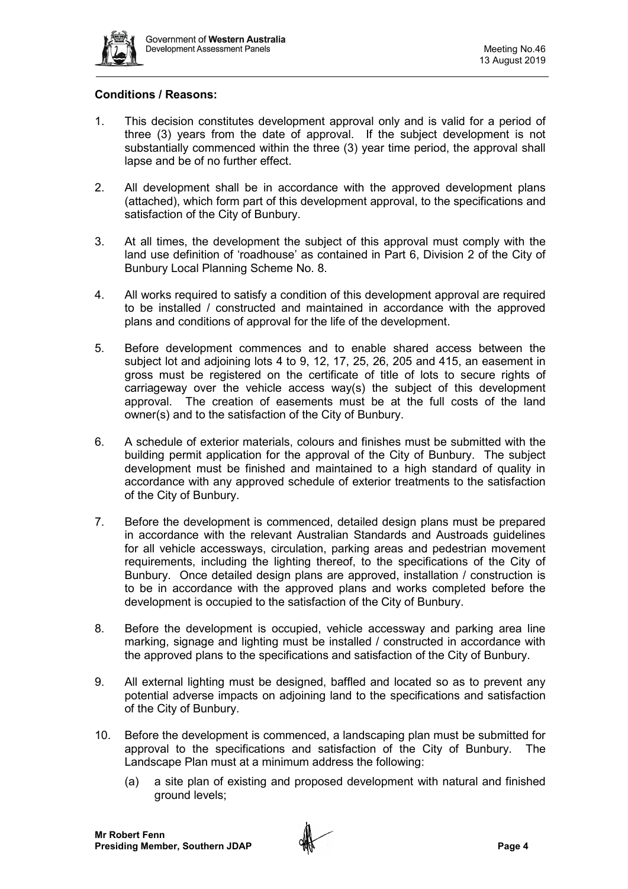**Conditions / Reasons:**

1. This decision constitutes development approval only and is valid for a period of three (3) years from the date of approval. If the subject development is not substantially commenced within the three (3) year time period, the approval shall lapse and be of no further effect.

2. All development shall be in accordance with the approved development plans (attached), which form part of this development approval, to the specifications and satisfaction of the City of Bunbury.

3. At all times, the development the subject of this approval must comply with the land use definition of 'roadhouse' as contained in Part 6, Division 2 of the City of Bunbury Local Planning Scheme No. 8.

4. All works required to satisfy a condition of this development approval are required to be installed / constructed and maintained in accordance with the approved plans and conditions of approval for the life of the development.

5. Before development commences and to enable shared access between the subject lot and adjoining lots 4 to 9, 12, 17, 25, 26, 205 and 415, an easement in gross must be registered on the certificate of title of lots to secure rights of carriageway over the vehicle access way(s) the subject of this development approval. The creation of easements must be at the full costs of the land owner(s) and to the satisfaction of the City of Bunbury.

6. A schedule of exterior materials, colours and finishes must be submitted with the building permit application for the approval of the City of Bunbury. The subject development must be finished and maintained to a high standard of quality in accordance with any approved schedule of exterior treatments to the satisfaction of the City of Bunbury.

7. Before the development is commenced, detailed design plans must be prepared in accordance with the relevant Australian Standards and Austroads guidelines for all vehicle accessways, circulation, parking areas and pedestrian movement requirements, including the lighting thereof, to the specifications of the City of Bunbury. Once detailed design plans are approved, installation / construction is to be in accordance with the approved plans and works completed before the development is occupied to the satisfaction of the City of Bunbury.

8. Before the development is occupied, vehicle accessway and parking area line marking, signage and lighting must be installed / constructed in accordance with the approved plans to the specifications and satisfaction of the City of Bunbury.

9. All external lighting must be designed, baffled and located so as to prevent any potential adverse impacts on adjoining land to the specifications and satisfaction of the City of Bunbury.

10. Before the development is commenced, a landscaping plan must be submitted for approval to the specifications and satisfaction of the City of Bunbury. The Landscape Plan must at a minimum address the following:

    (a) a site plan of existing and proposed development with natural and finished ground levels;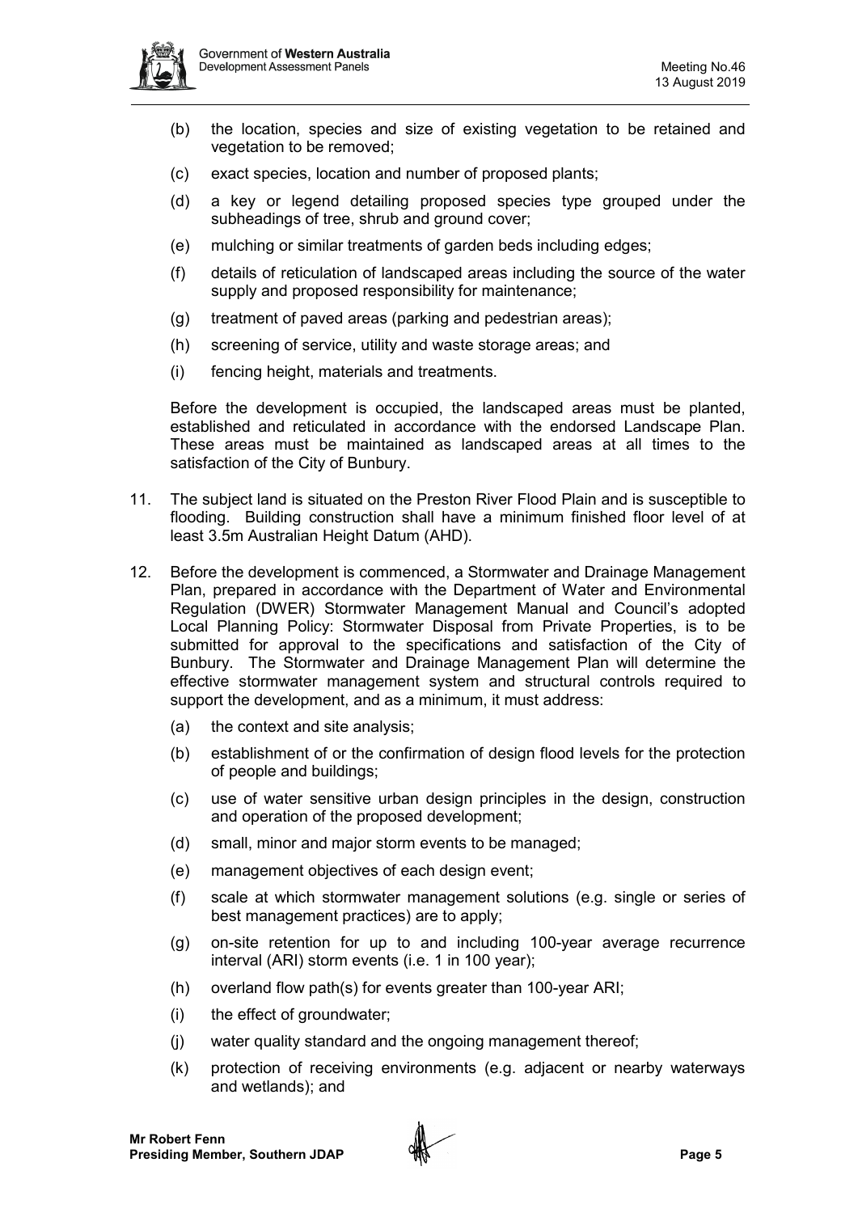(b) the location, species and size of existing vegetation to be retained and vegetation to be removed;

(c) exact species, location and number of proposed plants;

(d) a key or legend detailing proposed species type grouped under the subheadings of tree, shrub and ground cover;

(e) mulching or similar treatments of garden beds including edges;

(f) details of reticulation of landscaped areas including the source of the water supply and proposed responsibility for maintenance;

(g) treatment of paved areas (parking and pedestrian areas);

(h) screening of service, utility and waste storage areas; and

(i) fencing height, materials and treatments.

Before the development is occupied, the landscaped areas must be planted, established and reticulated in accordance with the endorsed Landscape Plan. These areas must be maintained as landscaped areas at all times to the satisfaction of the City of Bunbury.

11. The subject land is situated on the Preston River Flood Plain and is susceptible to flooding. Building construction shall have a minimum finished floor level of at least 3.5m Australian Height Datum (AHD).

12. Before the development is commenced, a Stormwater and Drainage Management Plan, prepared in accordance with the Department of Water and Environmental Regulation (DWER) Stormwater Management Manual and Council's adopted Local Planning Policy: Stormwater Disposal from Private Properties, is to be submitted for approval to the specifications and satisfaction of the City of Bunbury. The Stormwater and Drainage Management Plan will determine the effective stormwater management system and structural controls required to support the development, and as a minimum, it must address:

    (a) the context and site analysis;

    (b) establishment of or the confirmation of design flood levels for the protection of people and buildings;

    (c) use of water sensitive urban design principles in the design, construction and operation of the proposed development;

    (d) small, minor and major storm events to be managed;

    (e) management objectives of each design event;

    (f) scale at which stormwater management solutions (e.g. single or series of best management practices) are to apply;

    (g) on-site retention for up to and including 100-year average recurrence interval (ARI) storm events (i.e. 1 in 100 year);

    (h) overland flow path(s) for events greater than 100-year ARI;

    (i) the effect of groundwater;

    (j) water quality standard and the ongoing management thereof;

    (k) protection of receiving environments (e.g. adjacent or nearby waterways and wetlands); and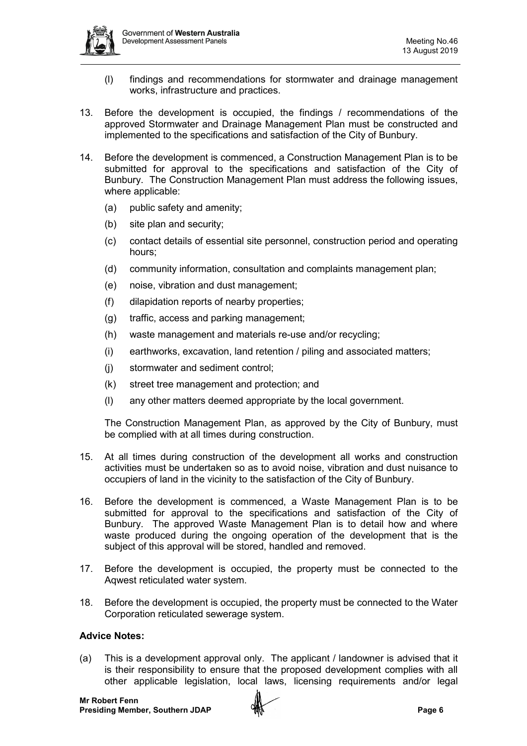(l) findings and recommendations for stormwater and drainage management works, infrastructure and practices.

13. Before the development is occupied, the findings / recommendations of the approved Stormwater and Drainage Management Plan must be constructed and implemented to the specifications and satisfaction of the City of Bunbury.

14. Before the development is commenced, a Construction Management Plan is to be submitted for approval to the specifications and satisfaction of the City of Bunbury. The Construction Management Plan must address the following issues, where applicable:

    (a) public safety and amenity;

    (b) site plan and security;

    (c) contact details of essential site personnel, construction period and operating hours;

    (d) community information, consultation and complaints management plan;

    (e) noise, vibration and dust management;

    (f) dilapidation reports of nearby properties;

    (g) traffic, access and parking management;

    (h) waste management and materials re-use and/or recycling;

    (i) earthworks, excavation, land retention / piling and associated matters;

    (j) stormwater and sediment control;

    (k) street tree management and protection; and

    (l) any other matters deemed appropriate by the local government.

    The Construction Management Plan, as approved by the City of Bunbury, must be complied with at all times during construction.

15. At all times during construction of the development all works and construction activities must be undertaken so as to avoid noise, vibration and dust nuisance to occupiers of land in the vicinity to the satisfaction of the City of Bunbury.

16. Before the development is commenced, a Waste Management Plan is to be submitted for approval to the specifications and satisfaction of the City of Bunbury. The approved Waste Management Plan is to detail how and where waste produced during the ongoing operation of the development that is the subject of this approval will be stored, handled and removed.

17. Before the development is occupied, the property must be connected to the Aqwest reticulated water system.

18. Before the development is occupied, the property must be connected to the Water Corporation reticulated sewerage system.

**Advice Notes:**

(a) This is a development approval only. The applicant / landowner is advised that it is their responsibility to ensure that the proposed development complies with all other applicable legislation, local laws, licensing requirements and/or legal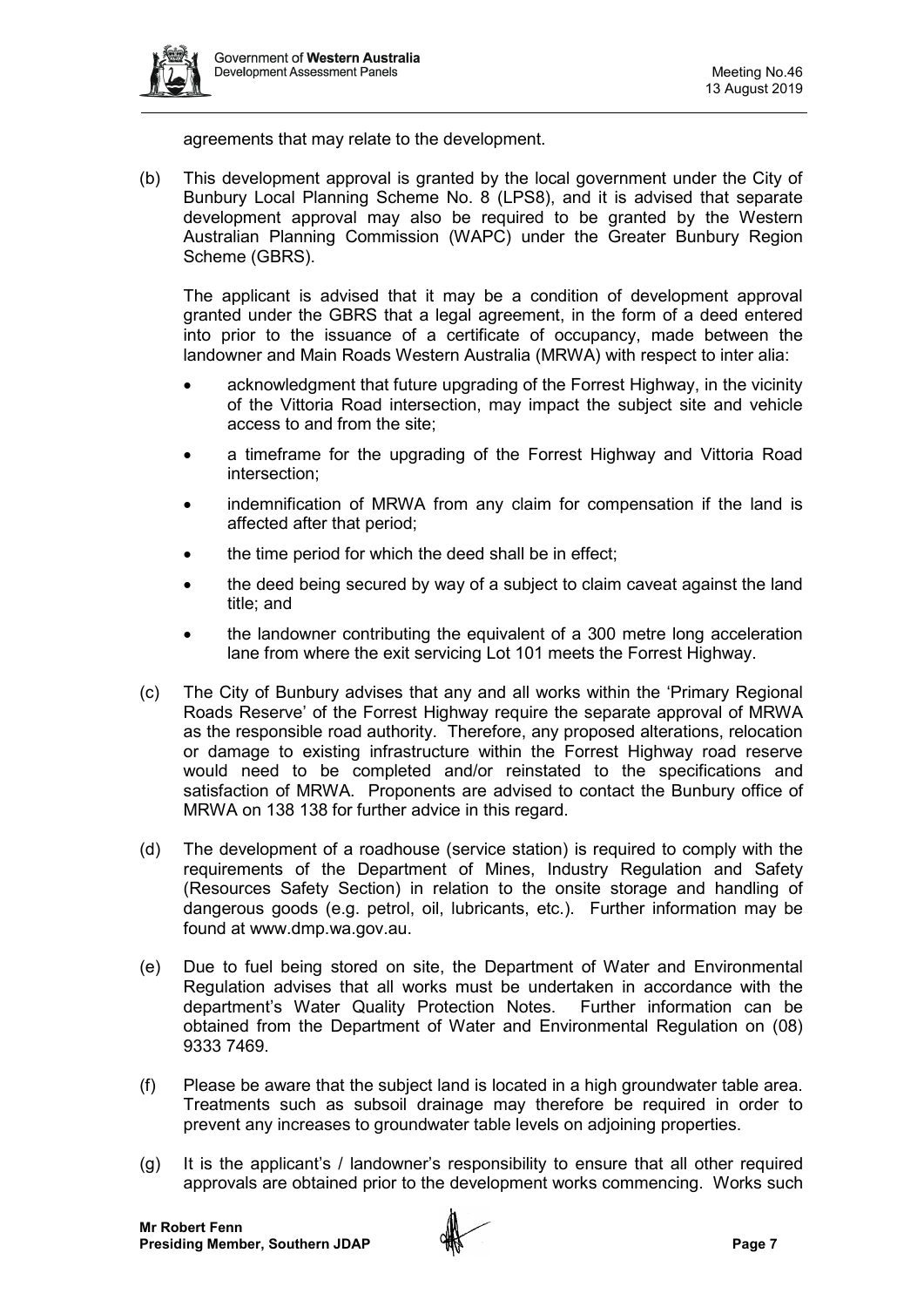agreements that may relate to the development.

(b) This development approval is granted by the local government under the City of Bunbury Local Planning Scheme No. 8 (LPS8), and it is advised that separate development approval may also be required to be granted by the Western Australian Planning Commission (WAPC) under the Greater Bunbury Region Scheme (GBRS).

The applicant is advised that it may be a condition of development approval granted under the GBRS that a legal agreement, in the form of a deed entered into prior to the issuance of a certificate of occupancy, made between the landowner and Main Roads Western Australia (MRWA) with respect to inter alia:

- acknowledgment that future upgrading of the Forrest Highway, in the vicinity of the Vittoria Road intersection, may impact the subject site and vehicle access to and from the site;
- a timeframe for the upgrading of the Forrest Highway and Vittoria Road intersection;
- indemnification of MRWA from any claim for compensation if the land is affected after that period;
- the time period for which the deed shall be in effect;
- the deed being secured by way of a subject to claim caveat against the land title; and
- the landowner contributing the equivalent of a 300 metre long acceleration lane from where the exit servicing Lot 101 meets the Forrest Highway.

(c) The City of Bunbury advises that any and all works within the 'Primary Regional Roads Reserve' of the Forrest Highway require the separate approval of MRWA as the responsible road authority. Therefore, any proposed alterations, relocation or damage to existing infrastructure within the Forrest Highway road reserve would need to be completed and/or reinstated to the specifications and satisfaction of MRWA. Proponents are advised to contact the Bunbury office of MRWA on 138 138 for further advice in this regard.

(d) The development of a roadhouse (service station) is required to comply with the requirements of the Department of Mines, Industry Regulation and Safety (Resources Safety Section) in relation to the onsite storage and handling of dangerous goods (e.g. petrol, oil, lubricants, etc.). Further information may be found at www.dmp.wa.gov.au.

(e) Due to fuel being stored on site, the Department of Water and Environmental Regulation advises that all works must be undertaken in accordance with the department's Water Quality Protection Notes. Further information can be obtained from the Department of Water and Environmental Regulation on (08) 9333 7469.

(f) Please be aware that the subject land is located in a high groundwater table area. Treatments such as subsoil drainage may therefore be required in order to prevent any increases to groundwater table levels on adjoining properties.

(g) It is the applicant's / landowner's responsibility to ensure that all other required approvals are obtained prior to the development works commencing. Works such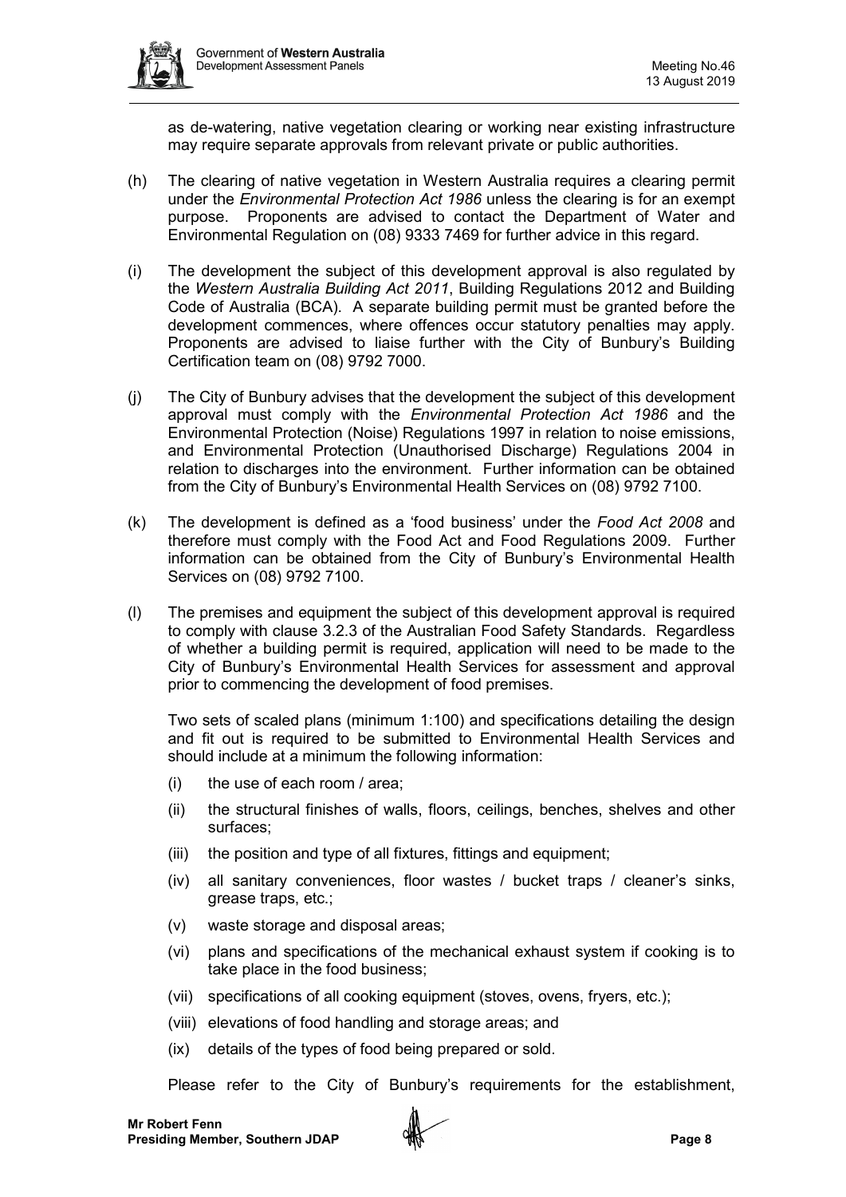as de-watering, native vegetation clearing or working near existing infrastructure may require separate approvals from relevant private or public authorities.

(h) The clearing of native vegetation in Western Australia requires a clearing permit under the *Environmental Protection Act 1986* unless the clearing is for an exempt purpose. Proponents are advised to contact the Department of Water and Environmental Regulation on (08) 9333 7469 for further advice in this regard.

(i) The development the subject of this development approval is also regulated by the *Western Australia Building Act 2011*, Building Regulations 2012 and Building Code of Australia (BCA). A separate building permit must be granted before the development commences, where offences occur statutory penalties may apply. Proponents are advised to liaise further with the City of Bunbury's Building Certification team on (08) 9792 7000.

(j) The City of Bunbury advises that the development the subject of this development approval must comply with the *Environmental Protection Act 1986* and the Environmental Protection (Noise) Regulations 1997 in relation to noise emissions, and Environmental Protection (Unauthorised Discharge) Regulations 2004 in relation to discharges into the environment. Further information can be obtained from the City of Bunbury's Environmental Health Services on (08) 9792 7100.

(k) The development is defined as a 'food business' under the *Food Act 2008* and therefore must comply with the Food Act and Food Regulations 2009. Further information can be obtained from the City of Bunbury's Environmental Health Services on (08) 9792 7100.

(l) The premises and equipment the subject of this development approval is required to comply with clause 3.2.3 of the Australian Food Safety Standards. Regardless of whether a building permit is required, application will need to be made to the City of Bunbury's Environmental Health Services for assessment and approval prior to commencing the development of food premises.

Two sets of scaled plans (minimum 1:100) and specifications detailing the design and fit out is required to be submitted to Environmental Health Services and should include at a minimum the following information:

(i) the use of each room / area;

(ii) the structural finishes of walls, floors, ceilings, benches, shelves and other surfaces;

(iii) the position and type of all fixtures, fittings and equipment;

(iv) all sanitary conveniences, floor wastes / bucket traps / cleaner's sinks, grease traps, etc.;

(v) waste storage and disposal areas;

(vi) plans and specifications of the mechanical exhaust system if cooking is to take place in the food business;

(vii) specifications of all cooking equipment (stoves, ovens, fryers, etc.);

(viii) elevations of food handling and storage areas; and

(ix) details of the types of food being prepared or sold.

Please refer to the City of Bunbury's requirements for the establishment,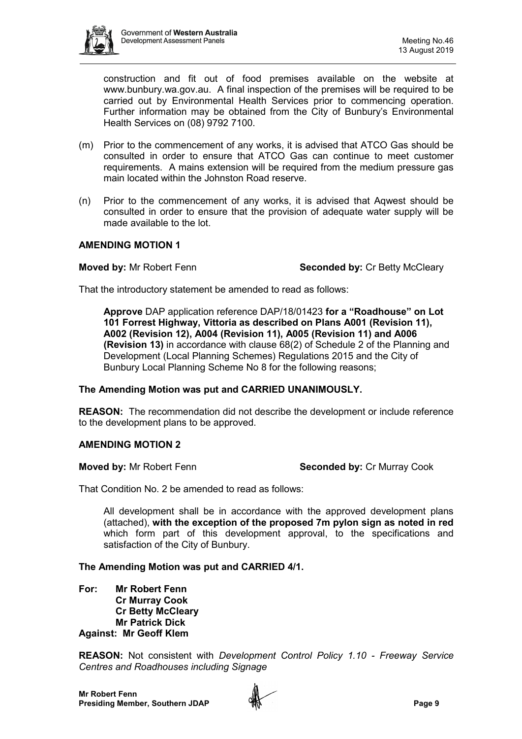construction and fit out of food premises available on the website at www.bunbury.wa.gov.au. A final inspection of the premises will be required to be carried out by Environmental Health Services prior to commencing operation. Further information may be obtained from the City of Bunbury's Environmental Health Services on (08) 9792 7100.

(m) Prior to the commencement of any works, it is advised that ATCO Gas should be consulted in order to ensure that ATCO Gas can continue to meet customer requirements. A mains extension will be required from the medium pressure gas main located within the Johnston Road reserve.

(n) Prior to the commencement of any works, it is advised that Aqwest should be consulted in order to ensure that the provision of adequate water supply will be made available to the lot.

**AMENDING MOTION 1**

**Moved by:** Mr Robert Fenn **Seconded by:** Cr Betty McCleary

That the introductory statement be amended to read as follows:

> **Approve** DAP application reference DAP/18/01423 **for a "Roadhouse" on Lot 101 Forrest Highway, Vittoria as described on Plans A001 (Revision 11), A002 (Revision 12), A004 (Revision 11), A005 (Revision 11) and A006 (Revision 13)** in accordance with clause 68(2) of Schedule 2 of the Planning and Development (Local Planning Schemes) Regulations 2015 and the City of Bunbury Local Planning Scheme No 8 for the following reasons;

**The Amending Motion was put and CARRIED UNANIMOUSLY.**

**REASON:** The recommendation did not describe the development or include reference to the development plans to be approved.

**AMENDING MOTION 2**

**Moved by:** Mr Robert Fenn **Seconded by:** Cr Murray Cook

That Condition No. 2 be amended to read as follows:

> All development shall be in accordance with the approved development plans (attached), **with the exception of the proposed 7m pylon sign as noted in red** which form part of this development approval, to the specifications and satisfaction of the City of Bunbury.

**The Amending Motion was put and CARRIED 4/1.**

**For:** **Mr Robert Fenn**
**Cr Murray Cook**
**Cr Betty McCleary**
**Mr Patrick Dick**
**Against:** **Mr Geoff Klem**

**REASON:** Not consistent with *Development Control Policy 1.10 - Freeway Service Centres and Roadhouses including Signage*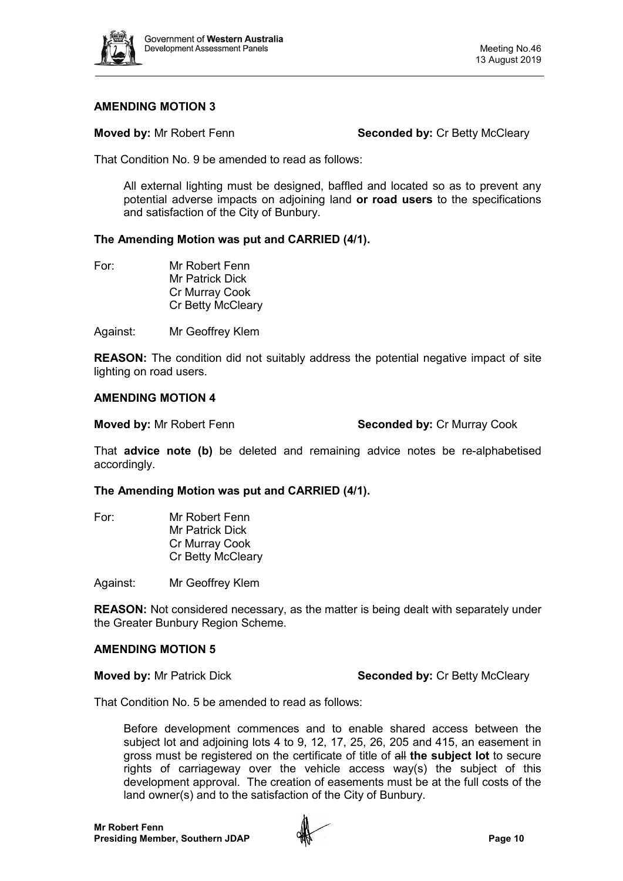**AMENDING MOTION 3**

**Moved by:** Mr Robert Fenn **Seconded by:** Cr Betty McCleary

That Condition No. 9 be amended to read as follows:

> All external lighting must be designed, baffled and located so as to prevent any potential adverse impacts on adjoining land **or road users** to the specifications and satisfaction of the City of Bunbury.

**The Amending Motion was put and CARRIED (4/1).**

For: Mr Robert Fenn
Mr Patrick Dick
Cr Murray Cook
Cr Betty McCleary

Against: Mr Geoffrey Klem

**REASON:** The condition did not suitably address the potential negative impact of site lighting on road users.

**AMENDING MOTION 4**

**Moved by:** Mr Robert Fenn **Seconded by:** Cr Murray Cook

That **advice note (b)** be deleted and remaining advice notes be re-alphabetised accordingly.

**The Amending Motion was put and CARRIED (4/1).**

For: Mr Robert Fenn
Mr Patrick Dick
Cr Murray Cook
Cr Betty McCleary

Against: Mr Geoffrey Klem

**REASON:** Not considered necessary, as the matter is being dealt with separately under the Greater Bunbury Region Scheme.

**AMENDING MOTION 5**

**Moved by:** Mr Patrick Dick **Seconded by:** Cr Betty McCleary

That Condition No. 5 be amended to read as follows:

> Before development commences and to enable shared access between the subject lot and adjoining lots 4 to 9, 12, 17, 25, 26, 205 and 415, an easement in gross must be registered on the certificate of title of ~~all~~ **the subject lot** to secure rights of carriageway over the vehicle access way(s) the subject of this development approval. The creation of easements must be at the full costs of the land owner(s) and to the satisfaction of the City of Bunbury.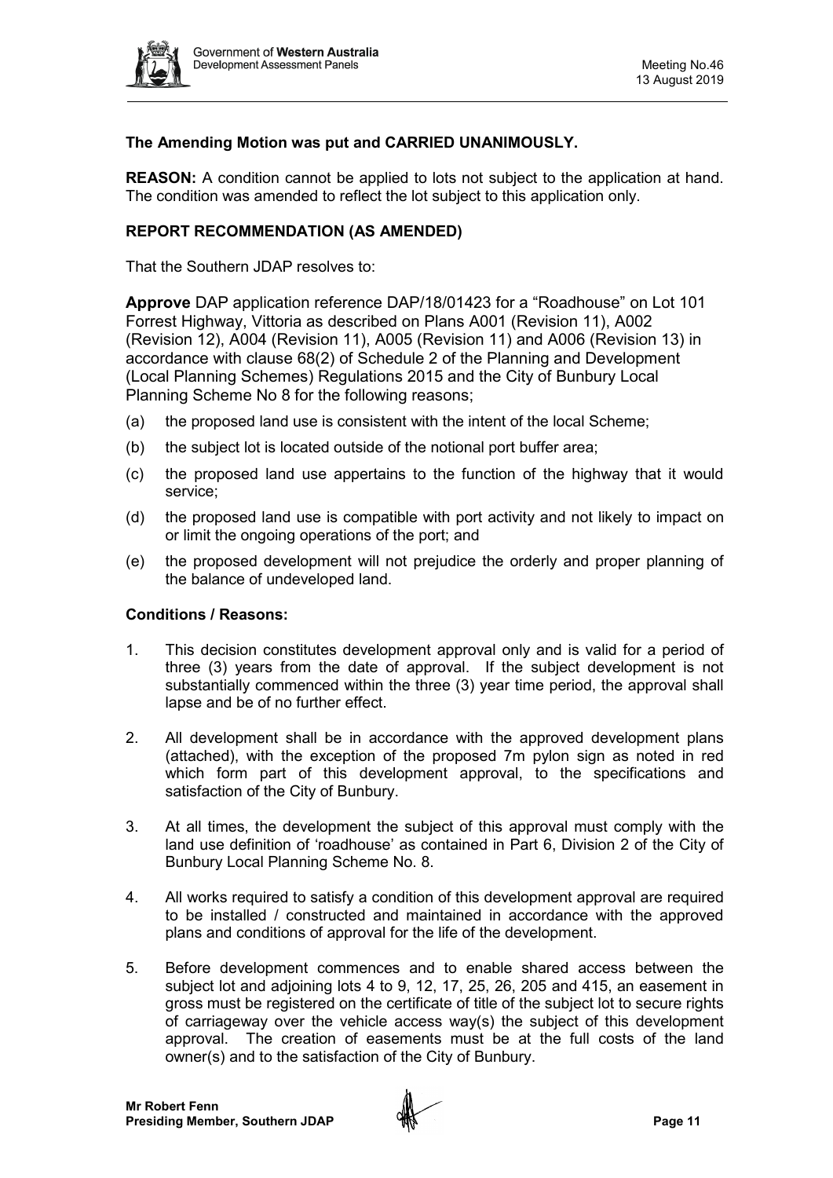**The Amending Motion was put and CARRIED UNANIMOUSLY.**

**REASON:** A condition cannot be applied to lots not subject to the application at hand. The condition was amended to reflect the lot subject to this application only.

**REPORT RECOMMENDATION (AS AMENDED)**

That the Southern JDAP resolves to:

**Approve** DAP application reference DAP/18/01423 for a "Roadhouse" on Lot 101 Forrest Highway, Vittoria as described on Plans A001 (Revision 11), A002 (Revision 12), A004 (Revision 11), A005 (Revision 11) and A006 (Revision 13) in accordance with clause 68(2) of Schedule 2 of the Planning and Development (Local Planning Schemes) Regulations 2015 and the City of Bunbury Local Planning Scheme No 8 for the following reasons;

(a) the proposed land use is consistent with the intent of the local Scheme;

(b) the subject lot is located outside of the notional port buffer area;

(c) the proposed land use appertains to the function of the highway that it would service;

(d) the proposed land use is compatible with port activity and not likely to impact on or limit the ongoing operations of the port; and

(e) the proposed development will not prejudice the orderly and proper planning of the balance of undeveloped land.

**Conditions / Reasons:**

1. This decision constitutes development approval only and is valid for a period of three (3) years from the date of approval. If the subject development is not substantially commenced within the three (3) year time period, the approval shall lapse and be of no further effect.

2. All development shall be in accordance with the approved development plans (attached), with the exception of the proposed 7m pylon sign as noted in red which form part of this development approval, to the specifications and satisfaction of the City of Bunbury.

3. At all times, the development the subject of this approval must comply with the land use definition of 'roadhouse' as contained in Part 6, Division 2 of the City of Bunbury Local Planning Scheme No. 8.

4. All works required to satisfy a condition of this development approval are required to be installed / constructed and maintained in accordance with the approved plans and conditions of approval for the life of the development.

5. Before development commences and to enable shared access between the subject lot and adjoining lots 4 to 9, 12, 17, 25, 26, 205 and 415, an easement in gross must be registered on the certificate of title of the subject lot to secure rights of carriageway over the vehicle access way(s) the subject of this development approval. The creation of easements must be at the full costs of the land owner(s) and to the satisfaction of the City of Bunbury.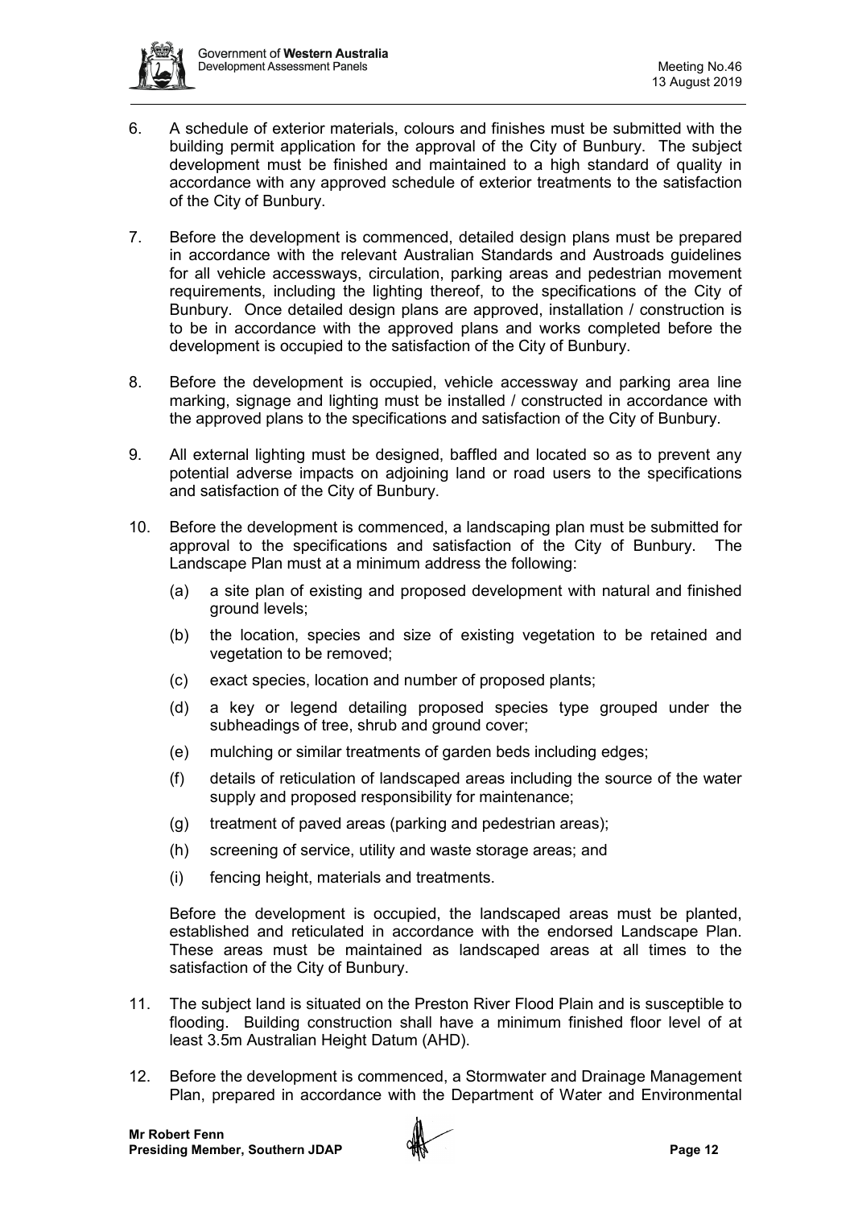6. A schedule of exterior materials, colours and finishes must be submitted with the building permit application for the approval of the City of Bunbury. The subject development must be finished and maintained to a high standard of quality in accordance with any approved schedule of exterior treatments to the satisfaction of the City of Bunbury.

7. Before the development is commenced, detailed design plans must be prepared in accordance with the relevant Australian Standards and Austroads guidelines for all vehicle accessways, circulation, parking areas and pedestrian movement requirements, including the lighting thereof, to the specifications of the City of Bunbury. Once detailed design plans are approved, installation / construction is to be in accordance with the approved plans and works completed before the development is occupied to the satisfaction of the City of Bunbury.

8. Before the development is occupied, vehicle accessway and parking area line marking, signage and lighting must be installed / constructed in accordance with the approved plans to the specifications and satisfaction of the City of Bunbury.

9. All external lighting must be designed, baffled and located so as to prevent any potential adverse impacts on adjoining land or road users to the specifications and satisfaction of the City of Bunbury.

10. Before the development is commenced, a landscaping plan must be submitted for approval to the specifications and satisfaction of the City of Bunbury. The Landscape Plan must at a minimum address the following:

    (a) a site plan of existing and proposed development with natural and finished ground levels;

    (b) the location, species and size of existing vegetation to be retained and vegetation to be removed;

    (c) exact species, location and number of proposed plants;

    (d) a key or legend detailing proposed species type grouped under the subheadings of tree, shrub and ground cover;

    (e) mulching or similar treatments of garden beds including edges;

    (f) details of reticulation of landscaped areas including the source of the water supply and proposed responsibility for maintenance;

    (g) treatment of paved areas (parking and pedestrian areas);

    (h) screening of service, utility and waste storage areas; and

    (i) fencing height, materials and treatments.

    Before the development is occupied, the landscaped areas must be planted, established and reticulated in accordance with the endorsed Landscape Plan. These areas must be maintained as landscaped areas at all times to the satisfaction of the City of Bunbury.

11. The subject land is situated on the Preston River Flood Plain and is susceptible to flooding. Building construction shall have a minimum finished floor level of at least 3.5m Australian Height Datum (AHD).

12. Before the development is commenced, a Stormwater and Drainage Management Plan, prepared in accordance with the Department of Water and Environmental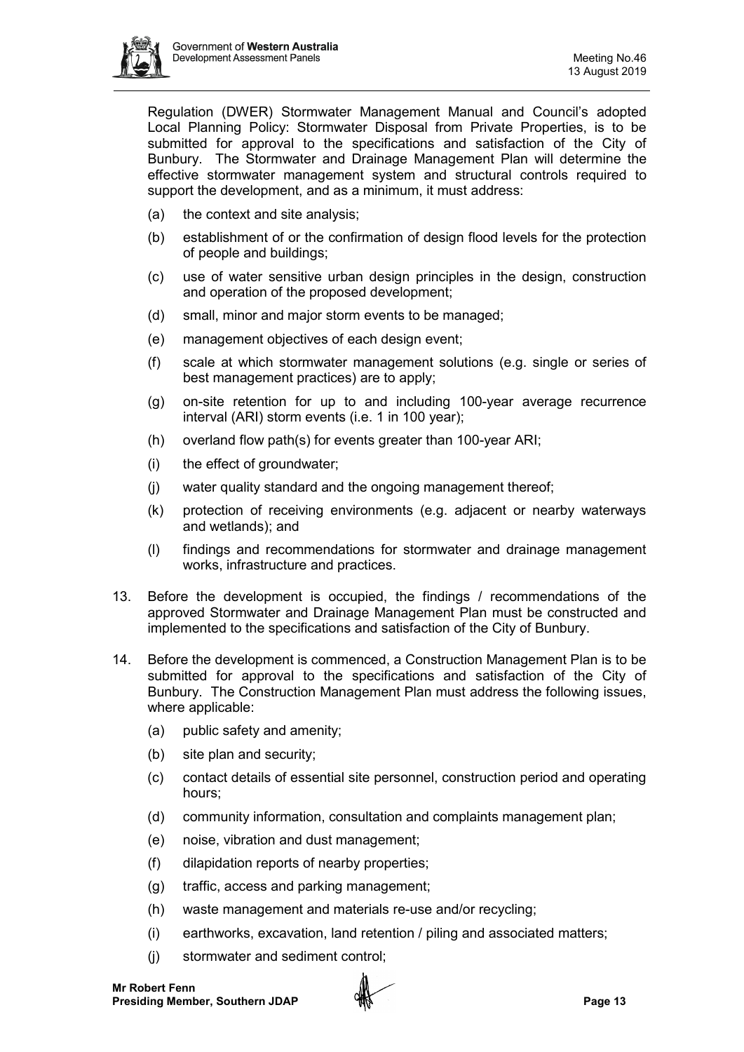Regulation (DWER) Stormwater Management Manual and Council's adopted Local Planning Policy: Stormwater Disposal from Private Properties, is to be submitted for approval to the specifications and satisfaction of the City of Bunbury. The Stormwater and Drainage Management Plan will determine the effective stormwater management system and structural controls required to support the development, and as a minimum, it must address:

(a) the context and site analysis;

(b) establishment of or the confirmation of design flood levels for the protection of people and buildings;

(c) use of water sensitive urban design principles in the design, construction and operation of the proposed development;

(d) small, minor and major storm events to be managed;

(e) management objectives of each design event;

(f) scale at which stormwater management solutions (e.g. single or series of best management practices) are to apply;

(g) on-site retention for up to and including 100-year average recurrence interval (ARI) storm events (i.e. 1 in 100 year);

(h) overland flow path(s) for events greater than 100-year ARI;

(i) the effect of groundwater;

(j) water quality standard and the ongoing management thereof;

(k) protection of receiving environments (e.g. adjacent or nearby waterways and wetlands); and

(l) findings and recommendations for stormwater and drainage management works, infrastructure and practices.

13. Before the development is occupied, the findings / recommendations of the approved Stormwater and Drainage Management Plan must be constructed and implemented to the specifications and satisfaction of the City of Bunbury.

14. Before the development is commenced, a Construction Management Plan is to be submitted for approval to the specifications and satisfaction of the City of Bunbury. The Construction Management Plan must address the following issues, where applicable:

    (a) public safety and amenity;

    (b) site plan and security;

    (c) contact details of essential site personnel, construction period and operating hours;

    (d) community information, consultation and complaints management plan;

    (e) noise, vibration and dust management;

    (f) dilapidation reports of nearby properties;

    (g) traffic, access and parking management;

    (h) waste management and materials re-use and/or recycling;

    (i) earthworks, excavation, land retention / piling and associated matters;

    (j) stormwater and sediment control;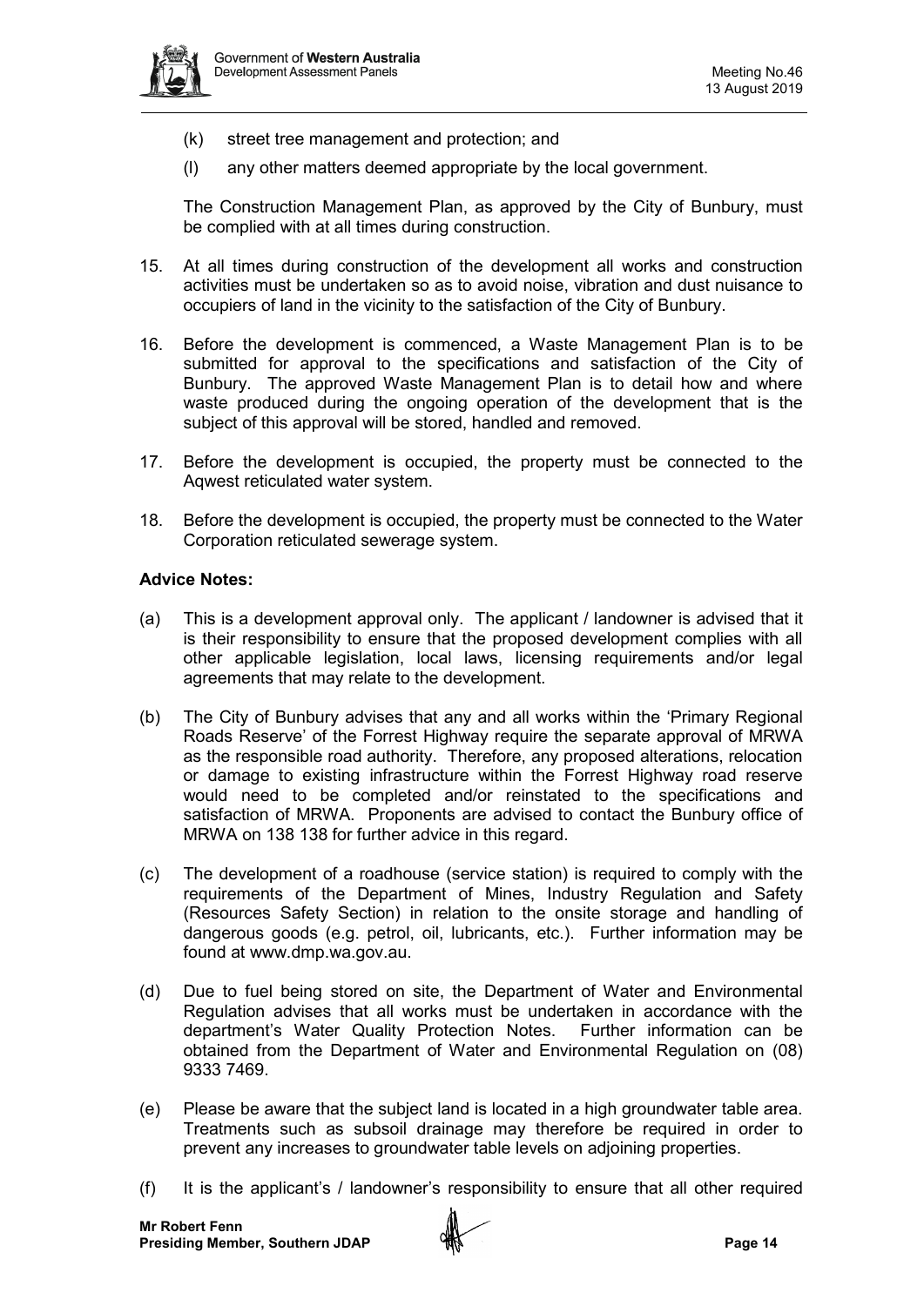(k) street tree management and protection; and

(l) any other matters deemed appropriate by the local government.

The Construction Management Plan, as approved by the City of Bunbury, must be complied with at all times during construction.

15. At all times during construction of the development all works and construction activities must be undertaken so as to avoid noise, vibration and dust nuisance to occupiers of land in the vicinity to the satisfaction of the City of Bunbury.

16. Before the development is commenced, a Waste Management Plan is to be submitted for approval to the specifications and satisfaction of the City of Bunbury. The approved Waste Management Plan is to detail how and where waste produced during the ongoing operation of the development that is the subject of this approval will be stored, handled and removed.

17. Before the development is occupied, the property must be connected to the Aqwest reticulated water system.

18. Before the development is occupied, the property must be connected to the Water Corporation reticulated sewerage system.

**Advice Notes:**

(a) This is a development approval only. The applicant / landowner is advised that it is their responsibility to ensure that the proposed development complies with all other applicable legislation, local laws, licensing requirements and/or legal agreements that may relate to the development.

(b) The City of Bunbury advises that any and all works within the 'Primary Regional Roads Reserve' of the Forrest Highway require the separate approval of MRWA as the responsible road authority. Therefore, any proposed alterations, relocation or damage to existing infrastructure within the Forrest Highway road reserve would need to be completed and/or reinstated to the specifications and satisfaction of MRWA. Proponents are advised to contact the Bunbury office of MRWA on 138 138 for further advice in this regard.

(c) The development of a roadhouse (service station) is required to comply with the requirements of the Department of Mines, Industry Regulation and Safety (Resources Safety Section) in relation to the onsite storage and handling of dangerous goods (e.g. petrol, oil, lubricants, etc.). Further information may be found at www.dmp.wa.gov.au.

(d) Due to fuel being stored on site, the Department of Water and Environmental Regulation advises that all works must be undertaken in accordance with the department's Water Quality Protection Notes. Further information can be obtained from the Department of Water and Environmental Regulation on (08) 9333 7469.

(e) Please be aware that the subject land is located in a high groundwater table area. Treatments such as subsoil drainage may therefore be required in order to prevent any increases to groundwater table levels on adjoining properties.

(f) It is the applicant's / landowner's responsibility to ensure that all other required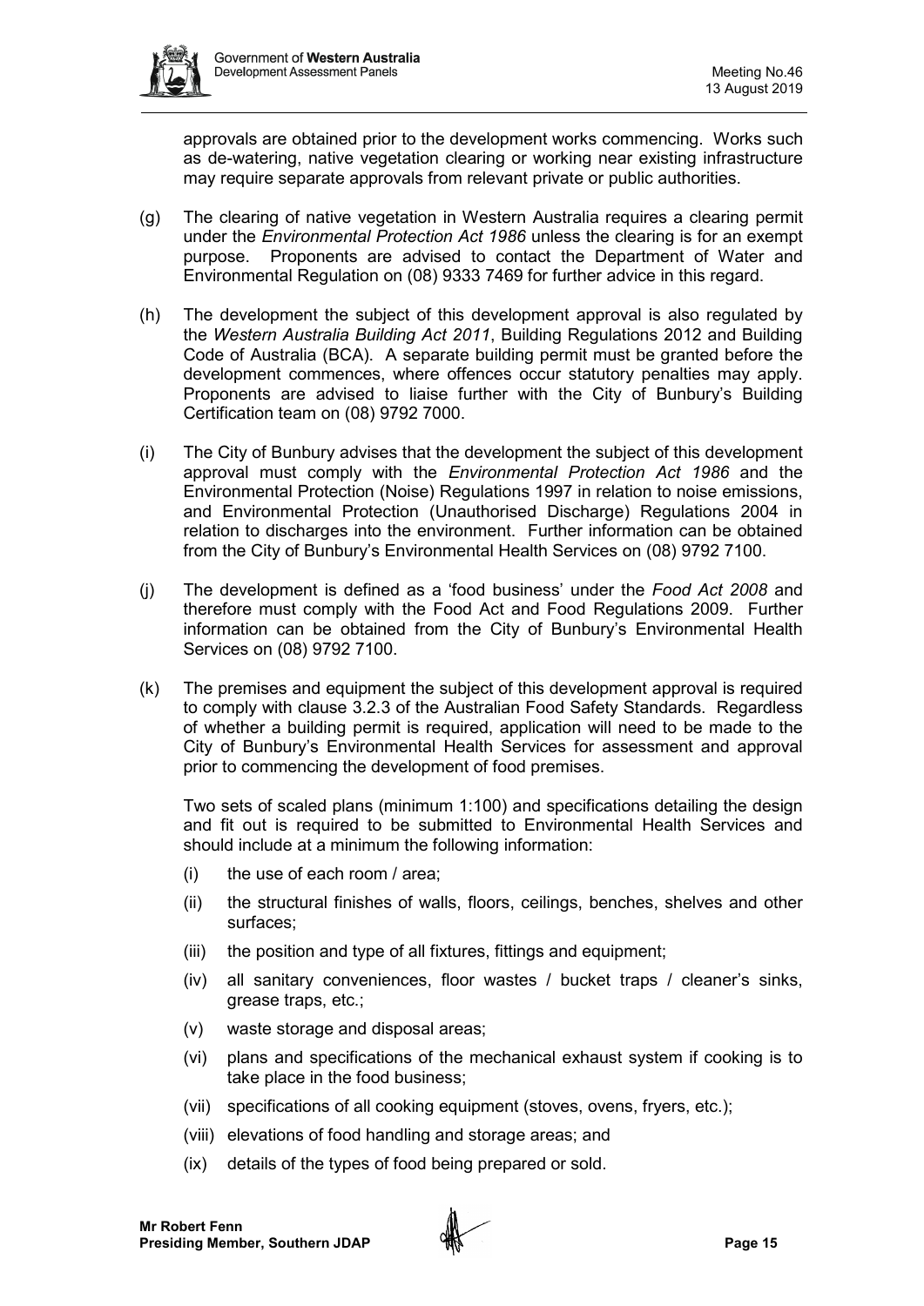approvals are obtained prior to the development works commencing. Works such as de-watering, native vegetation clearing or working near existing infrastructure may require separate approvals from relevant private or public authorities.

(g) The clearing of native vegetation in Western Australia requires a clearing permit under the *Environmental Protection Act 1986* unless the clearing is for an exempt purpose. Proponents are advised to contact the Department of Water and Environmental Regulation on (08) 9333 7469 for further advice in this regard.

(h) The development the subject of this development approval is also regulated by the *Western Australia Building Act 2011*, Building Regulations 2012 and Building Code of Australia (BCA). A separate building permit must be granted before the development commences, where offences occur statutory penalties may apply. Proponents are advised to liaise further with the City of Bunbury's Building Certification team on (08) 9792 7000.

(i) The City of Bunbury advises that the development the subject of this development approval must comply with the *Environmental Protection Act 1986* and the Environmental Protection (Noise) Regulations 1997 in relation to noise emissions, and Environmental Protection (Unauthorised Discharge) Regulations 2004 in relation to discharges into the environment. Further information can be obtained from the City of Bunbury's Environmental Health Services on (08) 9792 7100.

(j) The development is defined as a 'food business' under the *Food Act 2008* and therefore must comply with the Food Act and Food Regulations 2009. Further information can be obtained from the City of Bunbury's Environmental Health Services on (08) 9792 7100.

(k) The premises and equipment the subject of this development approval is required to comply with clause 3.2.3 of the Australian Food Safety Standards. Regardless of whether a building permit is required, application will need to be made to the City of Bunbury's Environmental Health Services for assessment and approval prior to commencing the development of food premises.

Two sets of scaled plans (minimum 1:100) and specifications detailing the design and fit out is required to be submitted to Environmental Health Services and should include at a minimum the following information:

(i) the use of each room / area;

(ii) the structural finishes of walls, floors, ceilings, benches, shelves and other surfaces;

(iii) the position and type of all fixtures, fittings and equipment;

(iv) all sanitary conveniences, floor wastes / bucket traps / cleaner's sinks, grease traps, etc.;

(v) waste storage and disposal areas;

(vi) plans and specifications of the mechanical exhaust system if cooking is to take place in the food business;

(vii) specifications of all cooking equipment (stoves, ovens, fryers, etc.);

(viii) elevations of food handling and storage areas; and

(ix) details of the types of food being prepared or sold.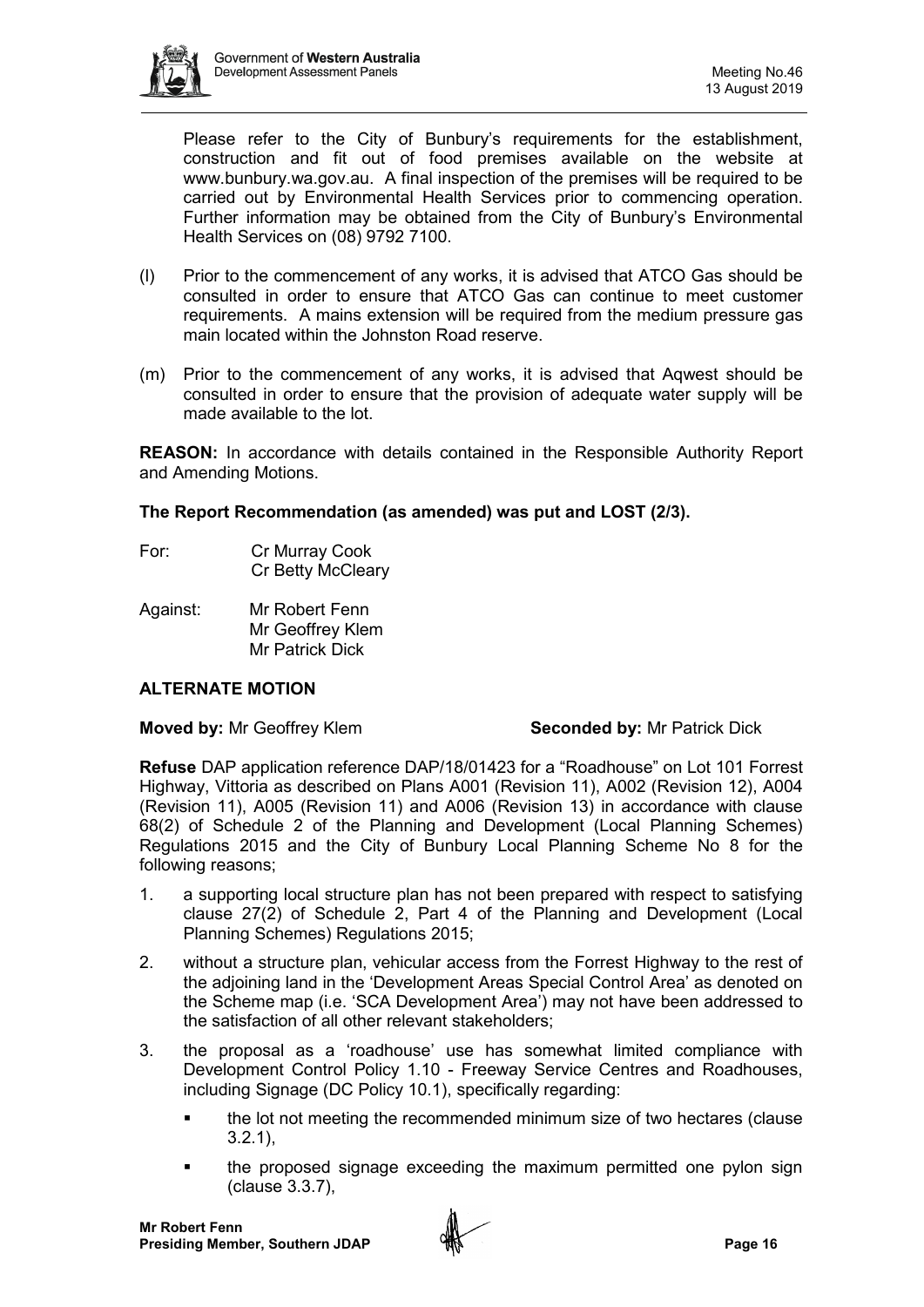Please refer to the City of Bunbury's requirements for the establishment, construction and fit out of food premises available on the website at www.bunbury.wa.gov.au. A final inspection of the premises will be required to be carried out by Environmental Health Services prior to commencing operation. Further information may be obtained from the City of Bunbury's Environmental Health Services on (08) 9792 7100.

(l) Prior to the commencement of any works, it is advised that ATCO Gas should be consulted in order to ensure that ATCO Gas can continue to meet customer requirements. A mains extension will be required from the medium pressure gas main located within the Johnston Road reserve.

(m) Prior to the commencement of any works, it is advised that Aqwest should be consulted in order to ensure that the provision of adequate water supply will be made available to the lot.

**REASON:** In accordance with details contained in the Responsible Authority Report and Amending Motions.

**The Report Recommendation (as amended) was put and LOST (2/3).**

For: Cr Murray Cook
Cr Betty McCleary

Against: Mr Robert Fenn
Mr Geoffrey Klem
Mr Patrick Dick

**ALTERNATE MOTION**

**Moved by:** Mr Geoffrey Klem **Seconded by:** Mr Patrick Dick

**Refuse** DAP application reference DAP/18/01423 for a "Roadhouse" on Lot 101 Forrest Highway, Vittoria as described on Plans A001 (Revision 11), A002 (Revision 12), A004 (Revision 11), A005 (Revision 11) and A006 (Revision 13) in accordance with clause 68(2) of Schedule 2 of the Planning and Development (Local Planning Schemes) Regulations 2015 and the City of Bunbury Local Planning Scheme No 8 for the following reasons;

1. a supporting local structure plan has not been prepared with respect to satisfying clause 27(2) of Schedule 2, Part 4 of the Planning and Development (Local Planning Schemes) Regulations 2015;
2. without a structure plan, vehicular access from the Forrest Highway to the rest of the adjoining land in the 'Development Areas Special Control Area' as denoted on the Scheme map (i.e. 'SCA Development Area') may not have been addressed to the satisfaction of all other relevant stakeholders;
3. the proposal as a 'roadhouse' use has somewhat limited compliance with Development Control Policy 1.10 - Freeway Service Centres and Roadhouses, including Signage (DC Policy 10.1), specifically regarding:
   - the lot not meeting the recommended minimum size of two hectares (clause 3.2.1),
   - the proposed signage exceeding the maximum permitted one pylon sign (clause 3.3.7),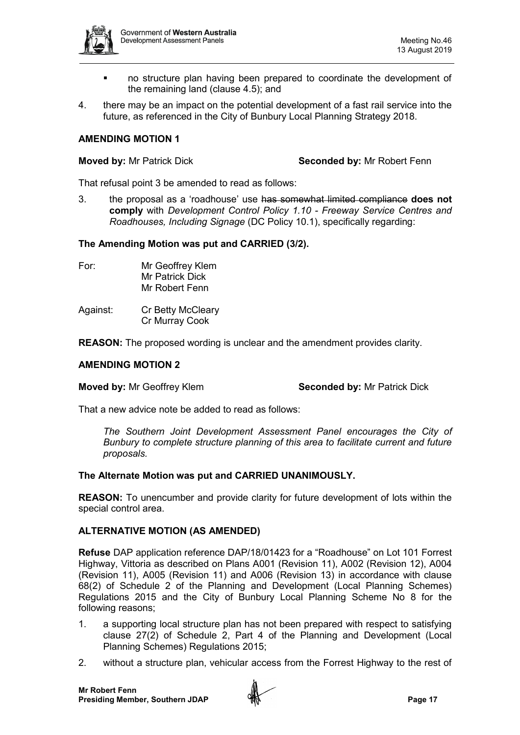- no structure plan having been prepared to coordinate the development of the remaining land (clause 4.5); and

4. there may be an impact on the potential development of a fast rail service into the future, as referenced in the City of Bunbury Local Planning Strategy 2018.

**AMENDING MOTION 1**

**Moved by:** Mr Patrick Dick **Seconded by:** Mr Robert Fenn

That refusal point 3 be amended to read as follows:

3. the proposal as a 'roadhouse' use ~~has somewhat limited compliance~~ **does not comply** with *Development Control Policy 1.10 - Freeway Service Centres and Roadhouses, Including Signage* (DC Policy 10.1), specifically regarding:

**The Amending Motion was put and CARRIED (3/2).**

For: Mr Geoffrey Klem
Mr Patrick Dick
Mr Robert Fenn

Against: Cr Betty McCleary
Cr Murray Cook

**REASON:** The proposed wording is unclear and the amendment provides clarity.

**AMENDING MOTION 2**

**Moved by:** Mr Geoffrey Klem **Seconded by:** Mr Patrick Dick

That a new advice note be added to read as follows:

*The Southern Joint Development Assessment Panel encourages the City of Bunbury to complete structure planning of this area to facilitate current and future proposals.*

**The Alternate Motion was put and CARRIED UNANIMOUSLY.**

**REASON:** To unencumber and provide clarity for future development of lots within the special control area.

**ALTERNATIVE MOTION (AS AMENDED)**

**Refuse** DAP application reference DAP/18/01423 for a "Roadhouse" on Lot 101 Forrest Highway, Vittoria as described on Plans A001 (Revision 11), A002 (Revision 12), A004 (Revision 11), A005 (Revision 11) and A006 (Revision 13) in accordance with clause 68(2) of Schedule 2 of the Planning and Development (Local Planning Schemes) Regulations 2015 and the City of Bunbury Local Planning Scheme No 8 for the following reasons;

1. a supporting local structure plan has not been prepared with respect to satisfying clause 27(2) of Schedule 2, Part 4 of the Planning and Development (Local Planning Schemes) Regulations 2015;
2. without a structure plan, vehicular access from the Forrest Highway to the rest of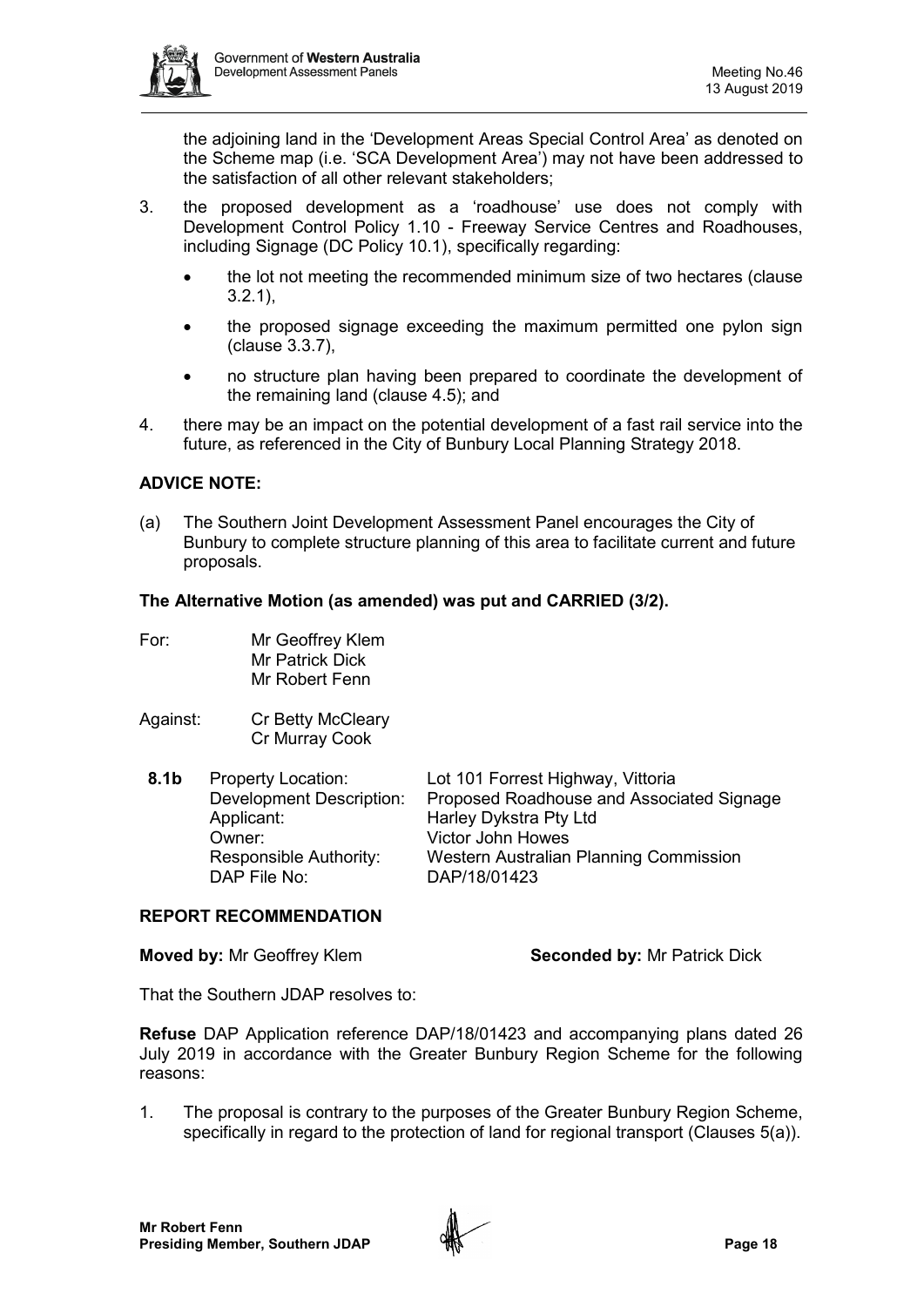the adjoining land in the 'Development Areas Special Control Area' as denoted on the Scheme map (i.e. 'SCA Development Area') may not have been addressed to the satisfaction of all other relevant stakeholders;

3. the proposed development as a 'roadhouse' use does not comply with Development Control Policy 1.10 - Freeway Service Centres and Roadhouses, including Signage (DC Policy 10.1), specifically regarding:
   - the lot not meeting the recommended minimum size of two hectares (clause 3.2.1),
   - the proposed signage exceeding the maximum permitted one pylon sign (clause 3.3.7),
   - no structure plan having been prepared to coordinate the development of the remaining land (clause 4.5); and
4. there may be an impact on the potential development of a fast rail service into the future, as referenced in the City of Bunbury Local Planning Strategy 2018.

**ADVICE NOTE:**

(a) The Southern Joint Development Assessment Panel encourages the City of Bunbury to complete structure planning of this area to facilitate current and future proposals.

**The Alternative Motion (as amended) was put and CARRIED (3/2).**

For: Mr Geoffrey Klem
Mr Patrick Dick
Mr Robert Fenn

Against: Cr Betty McCleary
Cr Murray Cook

| **8.1b** | Property Location: | Lot 101 Forrest Highway, Vittoria |
|---|---|---|
| | Development Description: | Proposed Roadhouse and Associated Signage |
| | Applicant: | Harley Dykstra Pty Ltd |
| | Owner: | Victor John Howes |
| | Responsible Authority: | Western Australian Planning Commission |
| | DAP File No: | DAP/18/01423 |

**REPORT RECOMMENDATION**

**Moved by:** Mr Geoffrey Klem **Seconded by:** Mr Patrick Dick

That the Southern JDAP resolves to:

**Refuse** DAP Application reference DAP/18/01423 and accompanying plans dated 26 July 2019 in accordance with the Greater Bunbury Region Scheme for the following reasons:

1. The proposal is contrary to the purposes of the Greater Bunbury Region Scheme, specifically in regard to the protection of land for regional transport (Clauses 5(a)).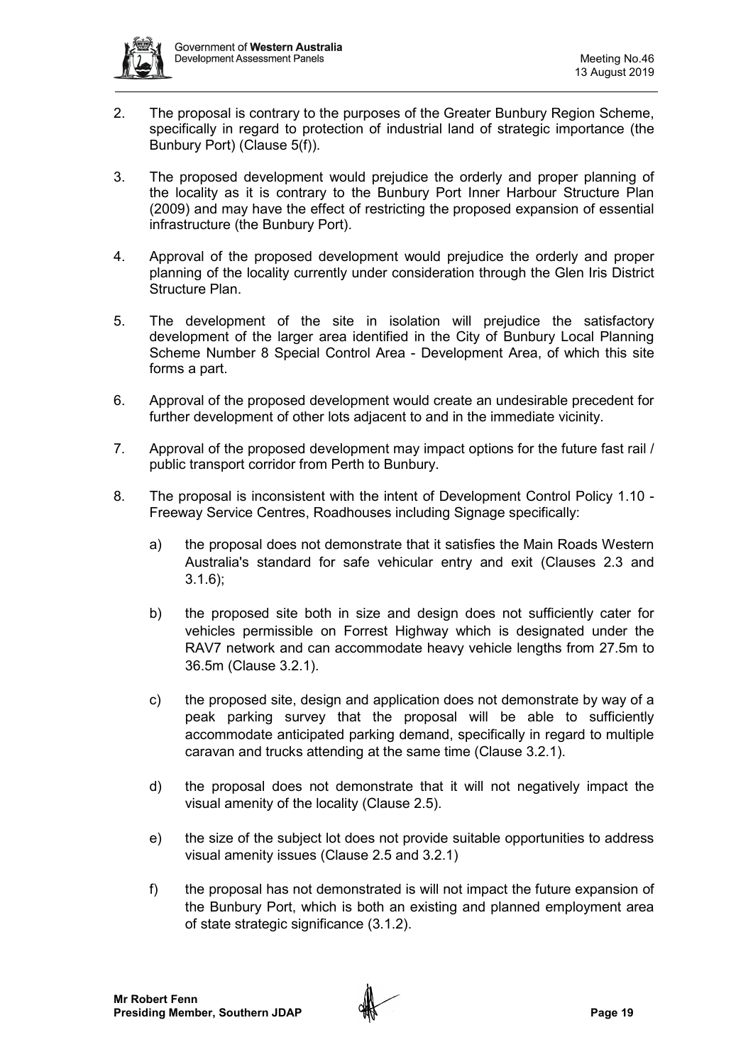2. The proposal is contrary to the purposes of the Greater Bunbury Region Scheme, specifically in regard to protection of industrial land of strategic importance (the Bunbury Port) (Clause 5(f)).

3. The proposed development would prejudice the orderly and proper planning of the locality as it is contrary to the Bunbury Port Inner Harbour Structure Plan (2009) and may have the effect of restricting the proposed expansion of essential infrastructure (the Bunbury Port).

4. Approval of the proposed development would prejudice the orderly and proper planning of the locality currently under consideration through the Glen Iris District Structure Plan.

5. The development of the site in isolation will prejudice the satisfactory development of the larger area identified in the City of Bunbury Local Planning Scheme Number 8 Special Control Area - Development Area, of which this site forms a part.

6. Approval of the proposed development would create an undesirable precedent for further development of other lots adjacent to and in the immediate vicinity.

7. Approval of the proposed development may impact options for the future fast rail / public transport corridor from Perth to Bunbury.

8. The proposal is inconsistent with the intent of Development Control Policy 1.10 - Freeway Service Centres, Roadhouses including Signage specifically:

   a) the proposal does not demonstrate that it satisfies the Main Roads Western Australia's standard for safe vehicular entry and exit (Clauses 2.3 and 3.1.6);

   b) the proposed site both in size and design does not sufficiently cater for vehicles permissible on Forrest Highway which is designated under the RAV7 network and can accommodate heavy vehicle lengths from 27.5m to 36.5m (Clause 3.2.1).

   c) the proposed site, design and application does not demonstrate by way of a peak parking survey that the proposal will be able to sufficiently accommodate anticipated parking demand, specifically in regard to multiple caravan and trucks attending at the same time (Clause 3.2.1).

   d) the proposal does not demonstrate that it will not negatively impact the visual amenity of the locality (Clause 2.5).

   e) the size of the subject lot does not provide suitable opportunities to address visual amenity issues (Clause 2.5 and 3.2.1)

   f) the proposal has not demonstrated is will not impact the future expansion of the Bunbury Port, which is both an existing and planned employment area of state strategic significance (3.1.2).

**Mr Robert Fenn**
**Presiding Member, Southern JDAP**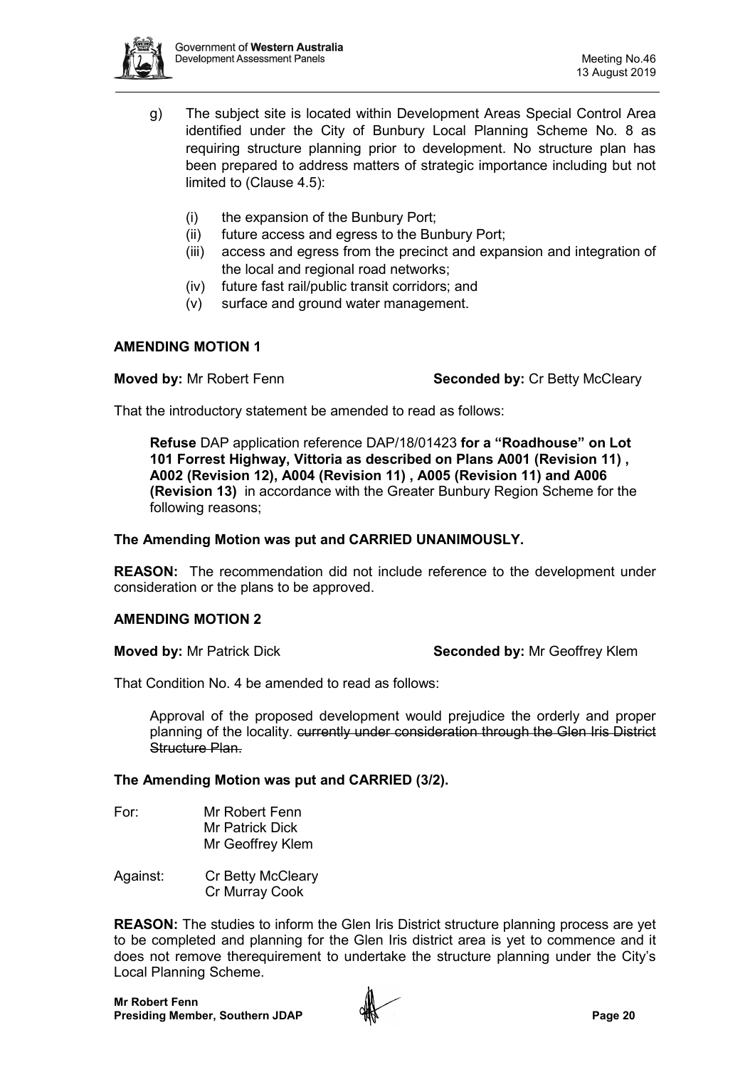g) The subject site is located within Development Areas Special Control Area identified under the City of Bunbury Local Planning Scheme No. 8 as requiring structure planning prior to development. No structure plan has been prepared to address matters of strategic importance including but not limited to (Clause 4.5):

   (i) the expansion of the Bunbury Port;
   (ii) future access and egress to the Bunbury Port;
   (iii) access and egress from the precinct and expansion and integration of the local and regional road networks;
   (iv) future fast rail/public transit corridors; and
   (v) surface and ground water management.

**AMENDING MOTION 1**

**Moved by:** Mr Robert Fenn **Seconded by:** Cr Betty McCleary

That the introductory statement be amended to read as follows:

> **Refuse** DAP application reference DAP/18/01423 **for a "Roadhouse" on Lot 101 Forrest Highway, Vittoria as described on Plans A001 (Revision 11) , A002 (Revision 12), A004 (Revision 11) , A005 (Revision 11) and A006 (Revision 13)** in accordance with the Greater Bunbury Region Scheme for the following reasons;

**The Amending Motion was put and CARRIED UNANIMOUSLY.**

**REASON:** The recommendation did not include reference to the development under consideration or the plans to be approved.

**AMENDING MOTION 2**

**Moved by:** Mr Patrick Dick **Seconded by:** Mr Geoffrey Klem

That Condition No. 4 be amended to read as follows:

> Approval of the proposed development would prejudice the orderly and proper planning of the locality. ~~currently under consideration through the Glen Iris District Structure Plan.~~

**The Amending Motion was put and CARRIED (3/2).**

For: Mr Robert Fenn
Mr Patrick Dick
Mr Geoffrey Klem

Against: Cr Betty McCleary
Cr Murray Cook

**REASON:** The studies to inform the Glen Iris District structure planning process are yet to be completed and planning for the Glen Iris district area is yet to commence and it does not remove therequirement to undertake the structure planning under the City's Local Planning Scheme.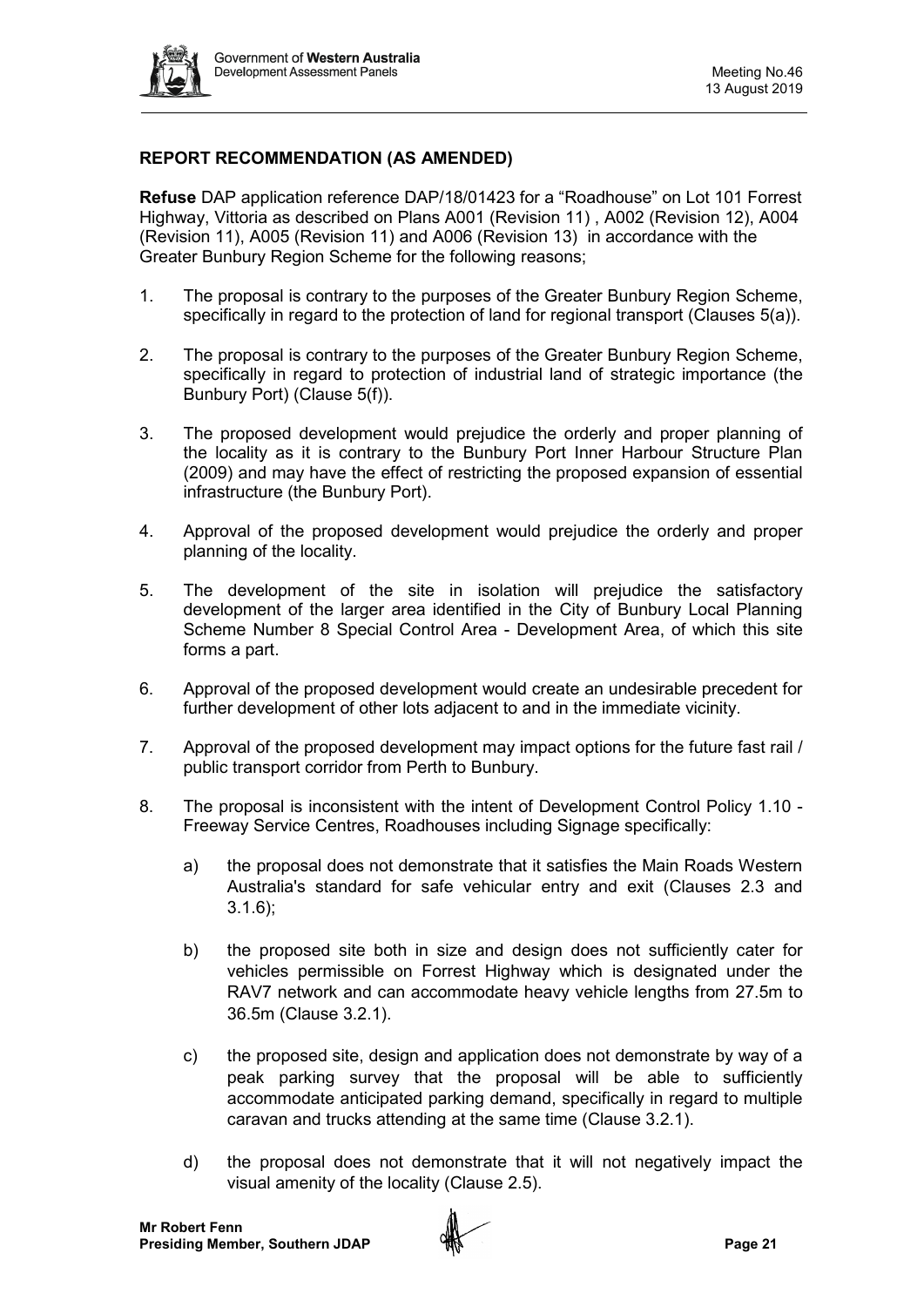## REPORT RECOMMENDATION (AS AMENDED)

**Refuse** DAP application reference DAP/18/01423 for a "Roadhouse" on Lot 101 Forrest Highway, Vittoria as described on Plans A001 (Revision 11) , A002 (Revision 12), A004 (Revision 11), A005 (Revision 11) and A006 (Revision 13) in accordance with the Greater Bunbury Region Scheme for the following reasons;

1. The proposal is contrary to the purposes of the Greater Bunbury Region Scheme, specifically in regard to the protection of land for regional transport (Clauses 5(a)).

2. The proposal is contrary to the purposes of the Greater Bunbury Region Scheme, specifically in regard to protection of industrial land of strategic importance (the Bunbury Port) (Clause 5(f)).

3. The proposed development would prejudice the orderly and proper planning of the locality as it is contrary to the Bunbury Port Inner Harbour Structure Plan (2009) and may have the effect of restricting the proposed expansion of essential infrastructure (the Bunbury Port).

4. Approval of the proposed development would prejudice the orderly and proper planning of the locality.

5. The development of the site in isolation will prejudice the satisfactory development of the larger area identified in the City of Bunbury Local Planning Scheme Number 8 Special Control Area - Development Area, of which this site forms a part.

6. Approval of the proposed development would create an undesirable precedent for further development of other lots adjacent to and in the immediate vicinity.

7. Approval of the proposed development may impact options for the future fast rail / public transport corridor from Perth to Bunbury.

8. The proposal is inconsistent with the intent of Development Control Policy 1.10 - Freeway Service Centres, Roadhouses including Signage specifically:

   a) the proposal does not demonstrate that it satisfies the Main Roads Western Australia's standard for safe vehicular entry and exit (Clauses 2.3 and 3.1.6);

   b) the proposed site both in size and design does not sufficiently cater for vehicles permissible on Forrest Highway which is designated under the RAV7 network and can accommodate heavy vehicle lengths from 27.5m to 36.5m (Clause 3.2.1).

   c) the proposed site, design and application does not demonstrate by way of a peak parking survey that the proposal will be able to sufficiently accommodate anticipated parking demand, specifically in regard to multiple caravan and trucks attending at the same time (Clause 3.2.1).

   d) the proposal does not demonstrate that it will not negatively impact the visual amenity of the locality (Clause 2.5).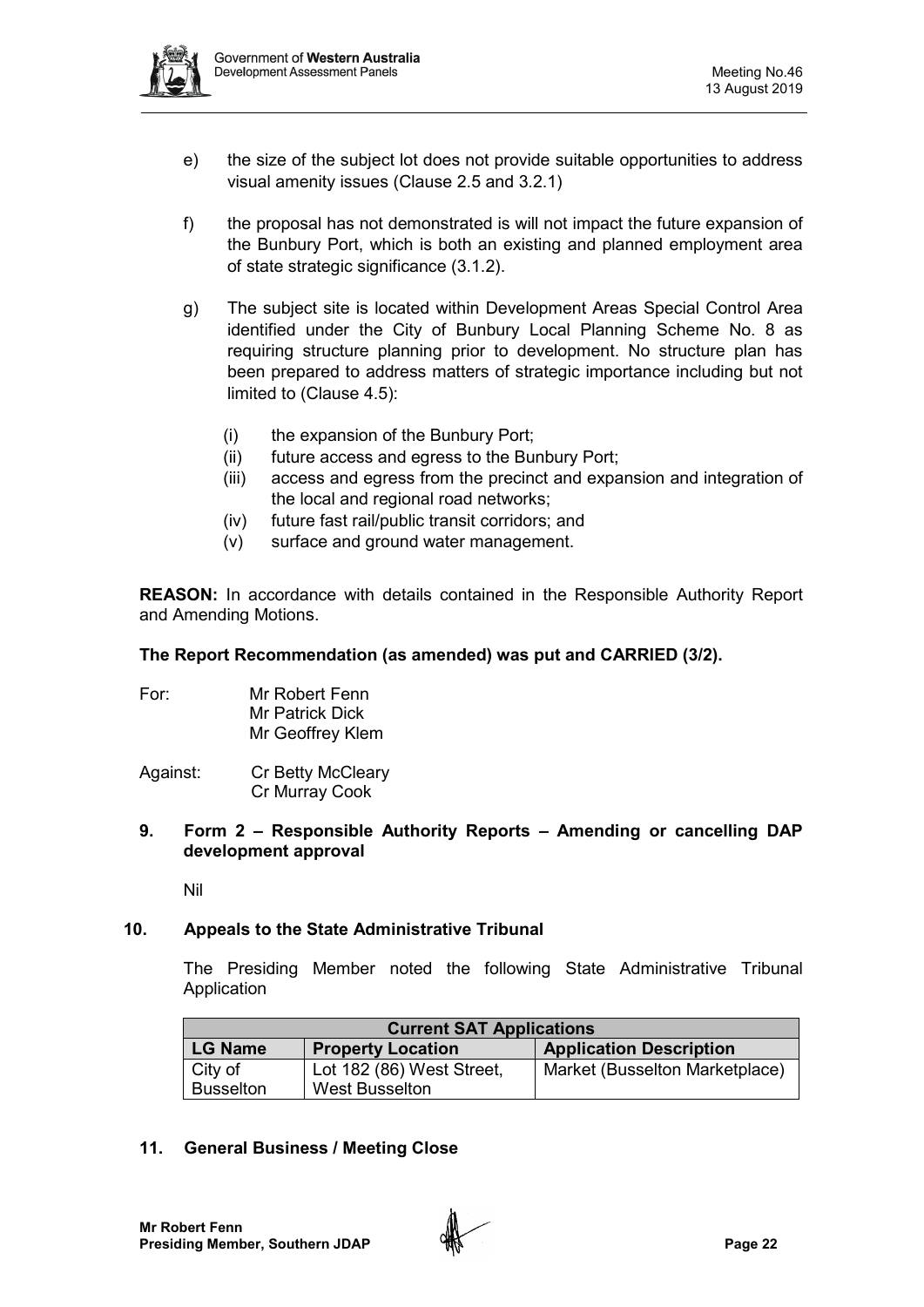e) the size of the subject lot does not provide suitable opportunities to address visual amenity issues (Clause 2.5 and 3.2.1)

f) the proposal has not demonstrated is will not impact the future expansion of the Bunbury Port, which is both an existing and planned employment area of state strategic significance (3.1.2).

g) The subject site is located within Development Areas Special Control Area identified under the City of Bunbury Local Planning Scheme No. 8 as requiring structure planning prior to development. No structure plan has been prepared to address matters of strategic importance including but not limited to (Clause 4.5):

   (i) the expansion of the Bunbury Port;
   (ii) future access and egress to the Bunbury Port;
   (iii) access and egress from the precinct and expansion and integration of the local and regional road networks;
   (iv) future fast rail/public transit corridors; and
   (v) surface and ground water management.

**REASON:** In accordance with details contained in the Responsible Authority Report and Amending Motions.

**The Report Recommendation (as amended) was put and CARRIED (3/2).**

For: Mr Robert Fenn
Mr Patrick Dick
Mr Geoffrey Klem

Against: Cr Betty McCleary
Cr Murray Cook

## 9. Form 2 – Responsible Authority Reports – Amending or cancelling DAP development approval

Nil

## 10. Appeals to the State Administrative Tribunal

The Presiding Member noted the following State Administrative Tribunal Application

| Current SAT Applications | | |
|---|---|---|
| **LG Name** | **Property Location** | **Application Description** |
| City of Busselton | Lot 182 (86) West Street, West Busselton | Market (Busselton Marketplace) |

## 11. General Business / Meeting Close

**Mr Robert Fenn**
**Presiding Member, Southern JDAP**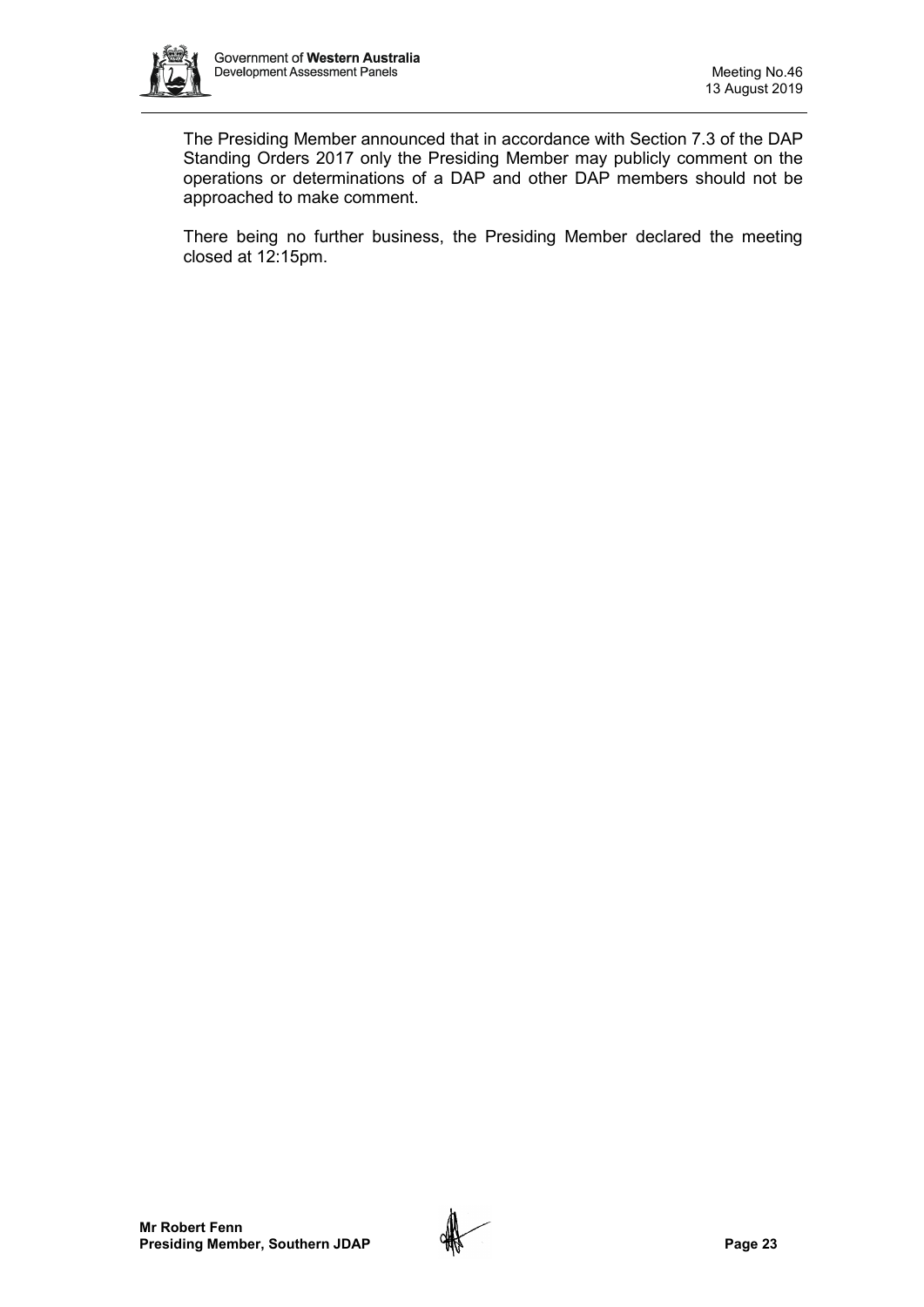The Presiding Member announced that in accordance with Section 7.3 of the DAP Standing Orders 2017 only the Presiding Member may publicly comment on the operations or determinations of a DAP and other DAP members should not be approached to make comment.

There being no further business, the Presiding Member declared the meeting closed at 12:15pm.

**Mr Robert Fenn**
**Presiding Member, Southern JDAP**